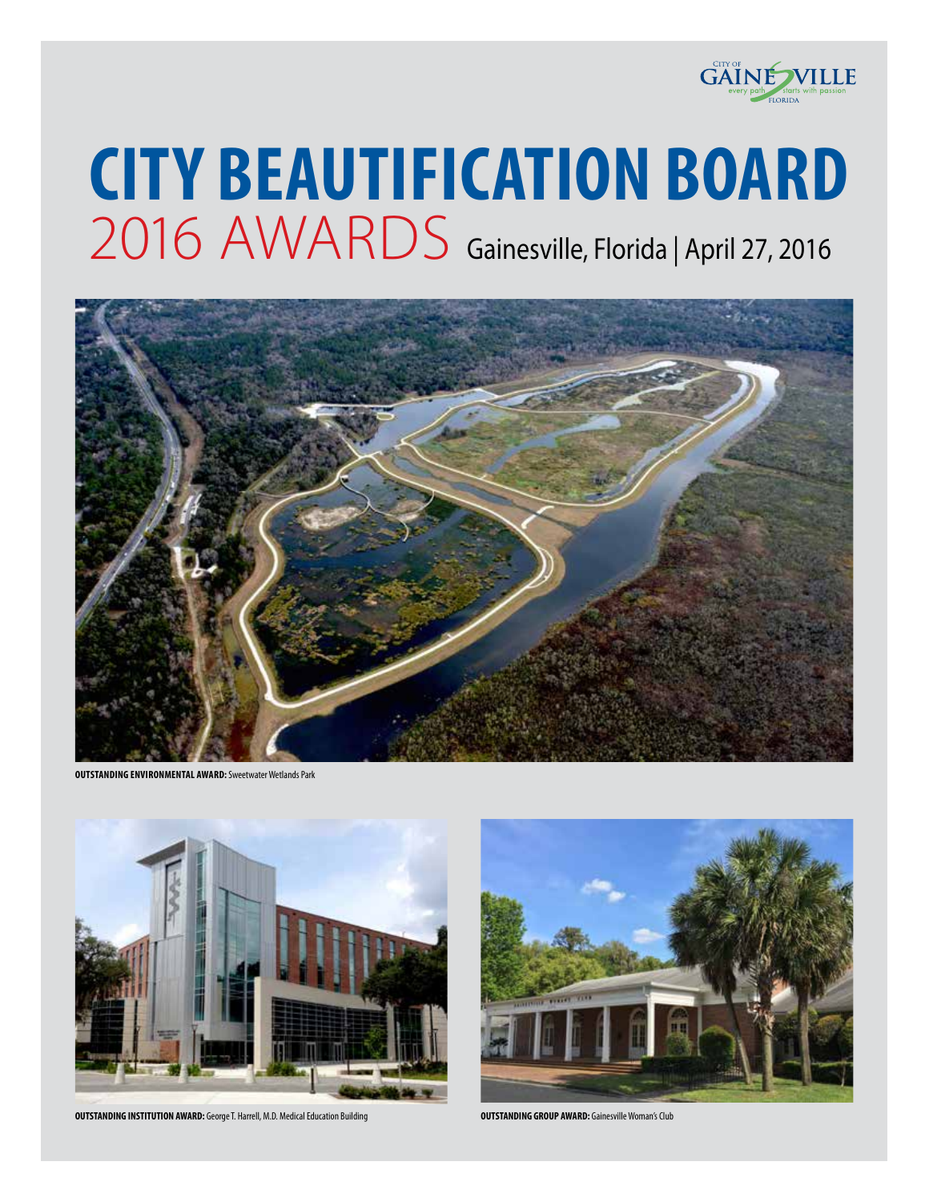CITY OF GAINESVILLE
every path starts with passion
FLORIDA

# CITY BEAUTIFICATION BOARD

## 2016 AWARDS Gainesville, Florida | April 27, 2016

**OUTSTANDING ENVIRONMENTAL AWARD:** Sweetwater Wetlands Park

**OUTSTANDING INSTITUTION AWARD:** George T. Harrell, M.D. Medical Education Building

**OUTSTANDING GROUP AWARD:** Gainesville Woman's Club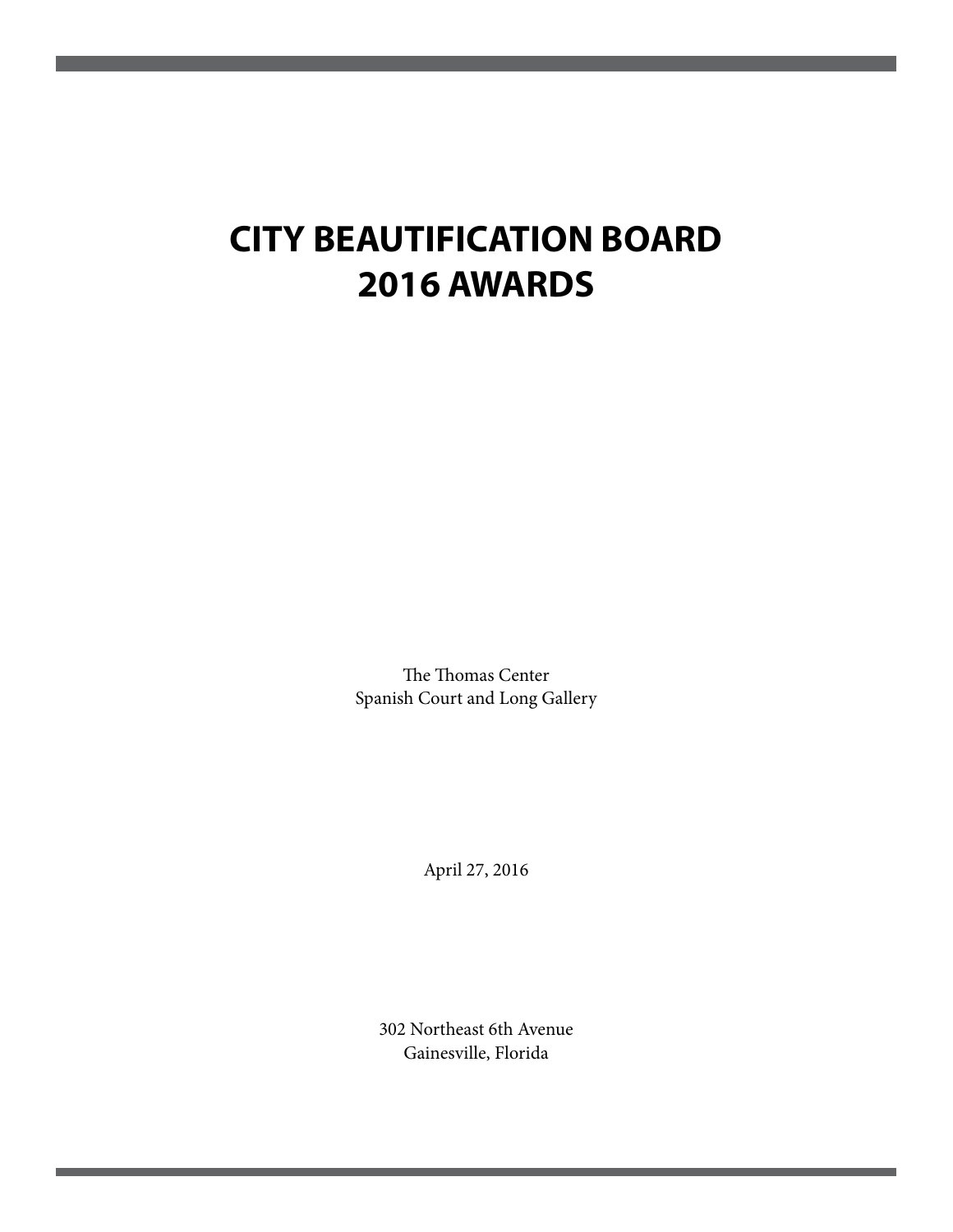# CITY BEAUTIFICATION BOARD
# 2016 AWARDS

The Thomas Center
Spanish Court and Long Gallery

April 27, 2016

302 Northeast 6th Avenue
Gainesville, Florida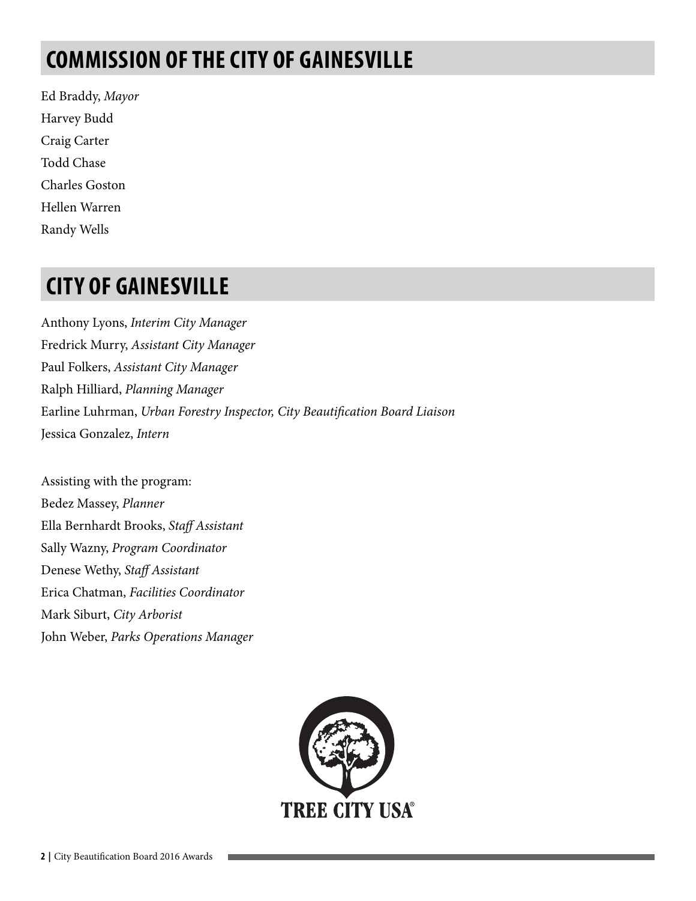## COMMISSION OF THE CITY OF GAINESVILLE

Ed Braddy, *Mayor*
Harvey Budd
Craig Carter
Todd Chase
Charles Goston
Hellen Warren
Randy Wells

## CITY OF GAINESVILLE

Anthony Lyons, *Interim City Manager*
Fredrick Murry, *Assistant City Manager*
Paul Folkers, *Assistant City Manager*
Ralph Hilliard, *Planning Manager*
Earline Luhrman, *Urban Forestry Inspector, City Beautification Board Liaison*
Jessica Gonzalez, *Intern*

Assisting with the program:
Bedez Massey, *Planner*
Ella Bernhardt Brooks, *Staff Assistant*
Sally Wazny, *Program Coordinator*
Denese Wethy, *Staff Assistant*
Erica Chatman, *Facilities Coordinator*
Mark Siburt, *City Arborist*
John Weber, *Parks Operations Manager*

TREE CITY USA®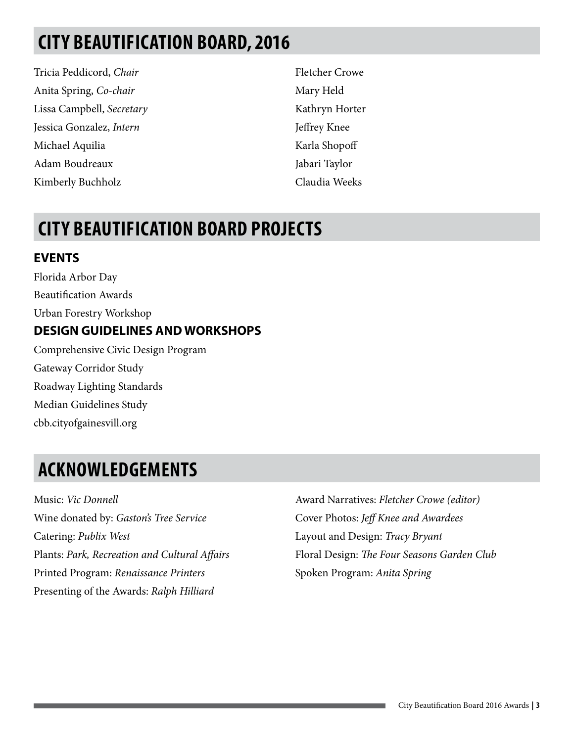## CITY BEAUTIFICATION BOARD, 2016

Tricia Peddicord, *Chair*
Anita Spring, *Co-chair*
Lissa Campbell, *Secretary*
Jessica Gonzalez, *Intern*
Michael Aquilia
Adam Boudreaux
Kimberly Buchholz
Fletcher Crowe
Mary Held
Kathryn Horter
Jeffrey Knee
Karla Shopoff
Jabari Taylor
Claudia Weeks

## CITY BEAUTIFICATION BOARD PROJECTS

### EVENTS

Florida Arbor Day
Beautification Awards
Urban Forestry Workshop

### DESIGN GUIDELINES AND WORKSHOPS

Comprehensive Civic Design Program
Gateway Corridor Study
Roadway Lighting Standards
Median Guidelines Study
cbb.cityofgainesvill.org

## ACKNOWLEDGEMENTS

Music: *Vic Donnell*
Wine donated by: *Gaston's Tree Service*
Catering: *Publix West*
Plants: *Park, Recreation and Cultural Affairs*
Printed Program: *Renaissance Printers*
Presenting of the Awards: *Ralph Hilliard*
Award Narratives: *Fletcher Crowe (editor)*
Cover Photos: *Jeff Knee and Awardees*
Layout and Design: *Tracy Bryant*
Floral Design: *The Four Seasons Garden Club*
Spoken Program: *Anita Spring*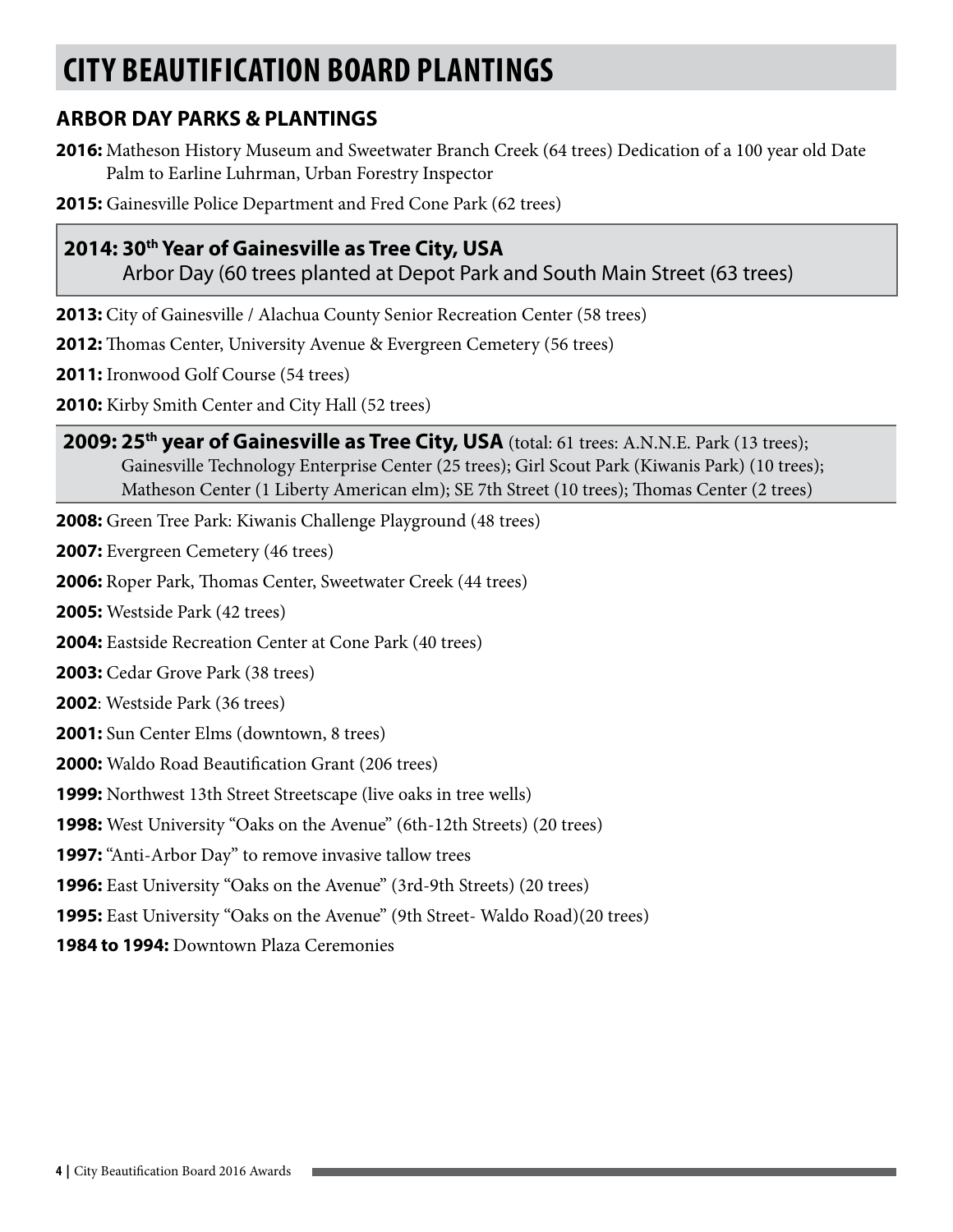# CITY BEAUTIFICATION BOARD PLANTINGS

## ARBOR DAY PARKS & PLANTINGS

**2016:** Matheson History Museum and Sweetwater Branch Creek (64 trees) Dedication of a 100 year old Date Palm to Earline Luhrman, Urban Forestry Inspector

**2015:** Gainesville Police Department and Fred Cone Park (62 trees)

**2014: 30th Year of Gainesville as Tree City, USA**
Arbor Day (60 trees planted at Depot Park and South Main Street (63 trees)

**2013:** City of Gainesville / Alachua County Senior Recreation Center (58 trees)

**2012:** Thomas Center, University Avenue & Evergreen Cemetery (56 trees)

**2011:** Ironwood Golf Course (54 trees)

**2010:** Kirby Smith Center and City Hall (52 trees)

**2009: 25th year of Gainesville as Tree City, USA** (total: 61 trees: A.N.N.E. Park (13 trees); Gainesville Technology Enterprise Center (25 trees); Girl Scout Park (Kiwanis Park) (10 trees); Matheson Center (1 Liberty American elm); SE 7th Street (10 trees); Thomas Center (2 trees)

**2008:** Green Tree Park: Kiwanis Challenge Playground (48 trees)

**2007:** Evergreen Cemetery (46 trees)

**2006:** Roper Park, Thomas Center, Sweetwater Creek (44 trees)

**2005:** Westside Park (42 trees)

**2004:** Eastside Recreation Center at Cone Park (40 trees)

**2003:** Cedar Grove Park (38 trees)

**2002**: Westside Park (36 trees)

**2001:** Sun Center Elms (downtown, 8 trees)

**2000:** Waldo Road Beautification Grant (206 trees)

**1999:** Northwest 13th Street Streetscape (live oaks in tree wells)

**1998:** West University "Oaks on the Avenue" (6th-12th Streets) (20 trees)

**1997:** "Anti-Arbor Day" to remove invasive tallow trees

**1996:** East University "Oaks on the Avenue" (3rd-9th Streets) (20 trees)

**1995:** East University "Oaks on the Avenue" (9th Street- Waldo Road)(20 trees)

**1984 to 1994:** Downtown Plaza Ceremonies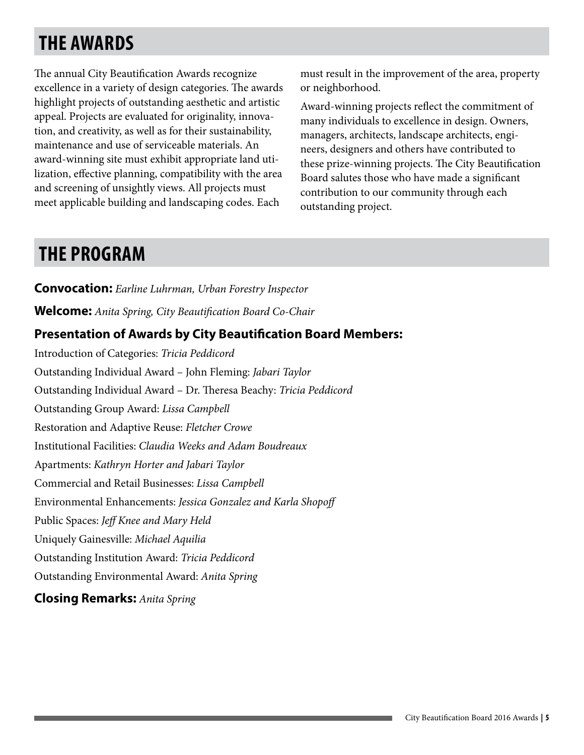## THE AWARDS

The annual City Beautification Awards recognize excellence in a variety of design categories. The awards highlight projects of outstanding aesthetic and artistic appeal. Projects are evaluated for originality, innovation, and creativity, as well as for their sustainability, maintenance and use of serviceable materials. An award-winning site must exhibit appropriate land utilization, effective planning, compatibility with the area and screening of unsightly views. All projects must meet applicable building and landscaping codes. Each must result in the improvement of the area, property or neighborhood.

Award-winning projects reflect the commitment of many individuals to excellence in design. Owners, managers, architects, landscape architects, engineers, designers and others have contributed to these prize-winning projects. The City Beautification Board salutes those who have made a significant contribution to our community through each outstanding project.

## THE PROGRAM

**Convocation:** *Earline Luhrman, Urban Forestry Inspector*

**Welcome:** *Anita Spring, City Beautification Board Co-Chair*

### Presentation of Awards by City Beautification Board Members:

Introduction of Categories: *Tricia Peddicord*

Outstanding Individual Award – John Fleming: *Jabari Taylor*

Outstanding Individual Award – Dr. Theresa Beachy: *Tricia Peddicord*

Outstanding Group Award: *Lissa Campbell*

Restoration and Adaptive Reuse: *Fletcher Crowe*

Institutional Facilities: *Claudia Weeks and Adam Boudreaux*

Apartments: *Kathryn Horter and Jabari Taylor*

Commercial and Retail Businesses: *Lissa Campbell*

Environmental Enhancements: *Jessica Gonzalez and Karla Shopoff*

Public Spaces: *Jeff Knee and Mary Held*

Uniquely Gainesville: *Michael Aquilia*

Outstanding Institution Award: *Tricia Peddicord*

Outstanding Environmental Award: *Anita Spring*

**Closing Remarks:** *Anita Spring*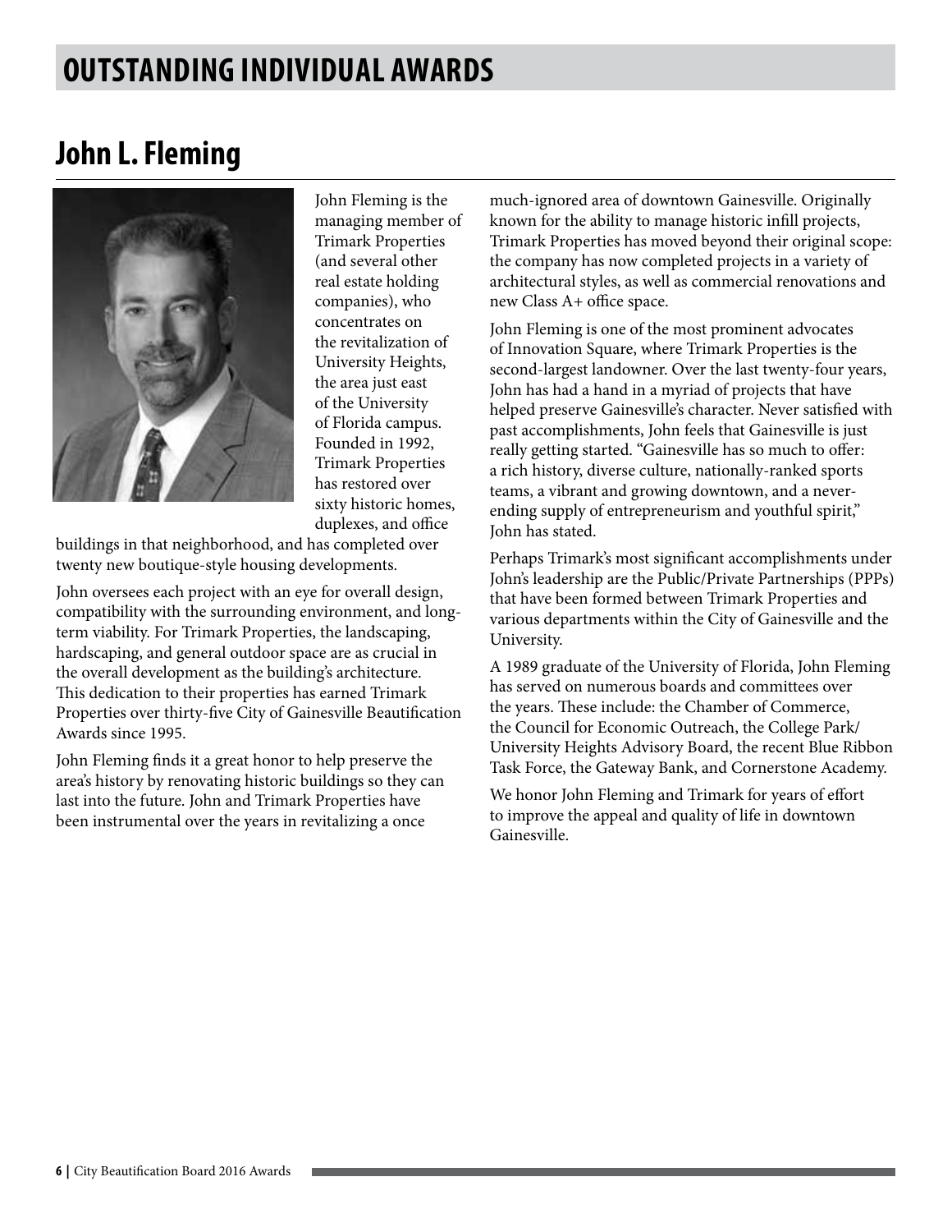# OUTSTANDING INDIVIDUAL AWARDS

## John L. Fleming

John Fleming is the managing member of Trimark Properties (and several other real estate holding companies), who concentrates on the revitalization of University Heights, the area just east of the University of Florida campus. Founded in 1992, Trimark Properties has restored over sixty historic homes, duplexes, and office buildings in that neighborhood, and has completed over twenty new boutique-style housing developments.

John oversees each project with an eye for overall design, compatibility with the surrounding environment, and long-term viability. For Trimark Properties, the landscaping, hardscaping, and general outdoor space are as crucial in the overall development as the building's architecture. This dedication to their properties has earned Trimark Properties over thirty-five City of Gainesville Beautification Awards since 1995.

John Fleming finds it a great honor to help preserve the area's history by renovating historic buildings so they can last into the future. John and Trimark Properties have been instrumental over the years in revitalizing a once much-ignored area of downtown Gainesville. Originally known for the ability to manage historic infill projects, Trimark Properties has moved beyond their original scope: the company has now completed projects in a variety of architectural styles, as well as commercial renovations and new Class A+ office space.

John Fleming is one of the most prominent advocates of Innovation Square, where Trimark Properties is the second-largest landowner. Over the last twenty-four years, John has had a hand in a myriad of projects that have helped preserve Gainesville's character. Never satisfied with past accomplishments, John feels that Gainesville is just really getting started. "Gainesville has so much to offer: a rich history, diverse culture, nationally-ranked sports teams, a vibrant and growing downtown, and a never-ending supply of entrepreneurism and youthful spirit," John has stated.

Perhaps Trimark's most significant accomplishments under John's leadership are the Public/Private Partnerships (PPPs) that have been formed between Trimark Properties and various departments within the City of Gainesville and the University.

A 1989 graduate of the University of Florida, John Fleming has served on numerous boards and committees over the years. These include: the Chamber of Commerce, the Council for Economic Outreach, the College Park/University Heights Advisory Board, the recent Blue Ribbon Task Force, the Gateway Bank, and Cornerstone Academy.

We honor John Fleming and Trimark for years of effort to improve the appeal and quality of life in downtown Gainesville.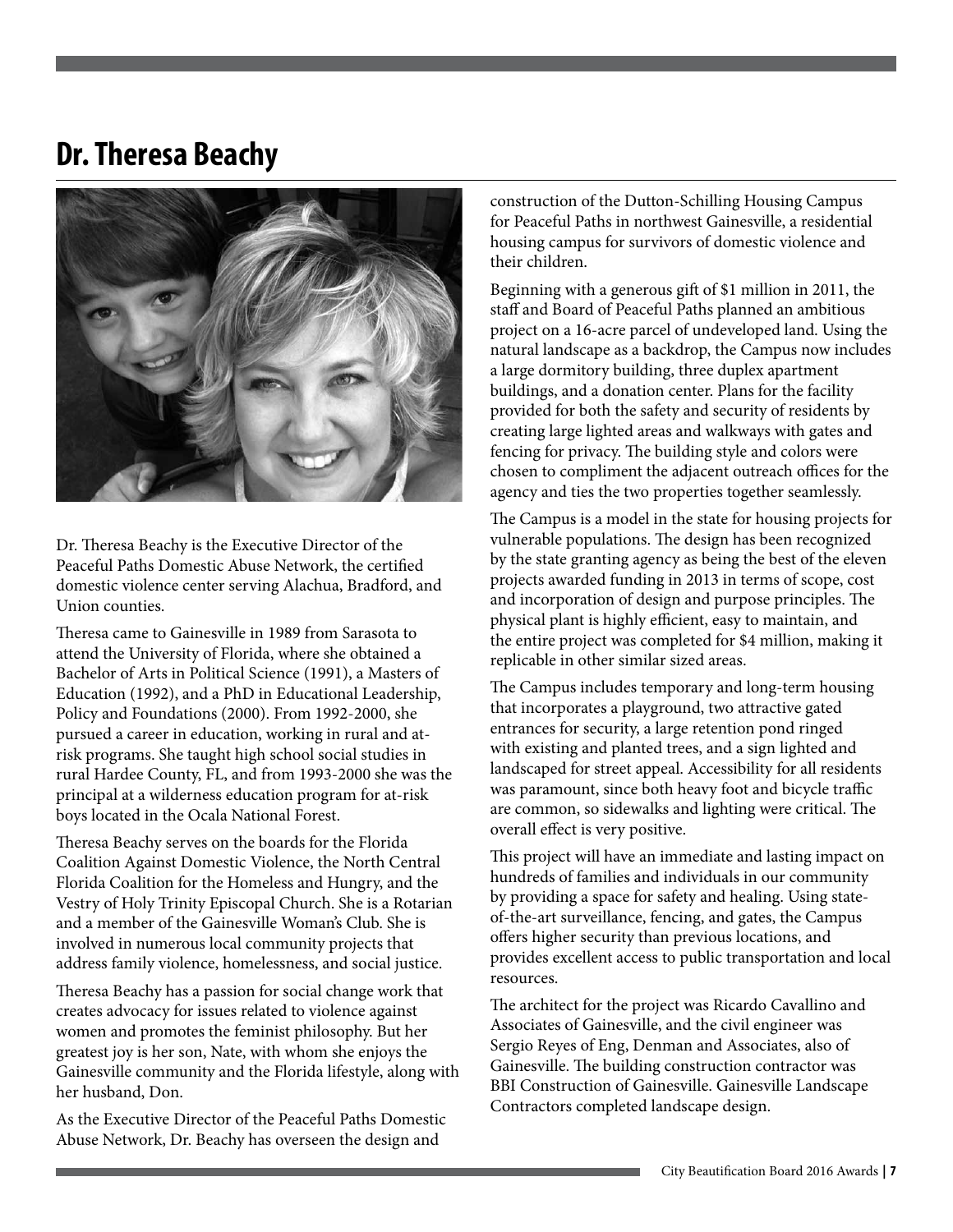# Dr. Theresa Beachy

Dr. Theresa Beachy is the Executive Director of the Peaceful Paths Domestic Abuse Network, the certified domestic violence center serving Alachua, Bradford, and Union counties.

Theresa came to Gainesville in 1989 from Sarasota to attend the University of Florida, where she obtained a Bachelor of Arts in Political Science (1991), a Masters of Education (1992), and a PhD in Educational Leadership, Policy and Foundations (2000). From 1992-2000, she pursued a career in education, working in rural and at-risk programs. She taught high school social studies in rural Hardee County, FL, and from 1993-2000 she was the principal at a wilderness education program for at-risk boys located in the Ocala National Forest.

Theresa Beachy serves on the boards for the Florida Coalition Against Domestic Violence, the North Central Florida Coalition for the Homeless and Hungry, and the Vestry of Holy Trinity Episcopal Church. She is a Rotarian and a member of the Gainesville Woman's Club. She is involved in numerous local community projects that address family violence, homelessness, and social justice.

Theresa Beachy has a passion for social change work that creates advocacy for issues related to violence against women and promotes the feminist philosophy. But her greatest joy is her son, Nate, with whom she enjoys the Gainesville community and the Florida lifestyle, along with her husband, Don.

As the Executive Director of the Peaceful Paths Domestic Abuse Network, Dr. Beachy has overseen the design and construction of the Dutton-Schilling Housing Campus for Peaceful Paths in northwest Gainesville, a residential housing campus for survivors of domestic violence and their children.

Beginning with a generous gift of $1 million in 2011, the staff and Board of Peaceful Paths planned an ambitious project on a 16-acre parcel of undeveloped land. Using the natural landscape as a backdrop, the Campus now includes a large dormitory building, three duplex apartment buildings, and a donation center. Plans for the facility provided for both the safety and security of residents by creating large lighted areas and walkways with gates and fencing for privacy. The building style and colors were chosen to compliment the adjacent outreach offices for the agency and ties the two properties together seamlessly.

The Campus is a model in the state for housing projects for vulnerable populations. The design has been recognized by the state granting agency as being the best of the eleven projects awarded funding in 2013 in terms of scope, cost and incorporation of design and purpose principles. The physical plant is highly efficient, easy to maintain, and the entire project was completed for $4 million, making it replicable in other similar sized areas.

The Campus includes temporary and long-term housing that incorporates a playground, two attractive gated entrances for security, a large retention pond ringed with existing and planted trees, and a sign lighted and landscaped for street appeal. Accessibility for all residents was paramount, since both heavy foot and bicycle traffic are common, so sidewalks and lighting were critical. The overall effect is very positive.

This project will have an immediate and lasting impact on hundreds of families and individuals in our community by providing a space for safety and healing. Using state-of-the-art surveillance, fencing, and gates, the Campus offers higher security than previous locations, and provides excellent access to public transportation and local resources.

The architect for the project was Ricardo Cavallino and Associates of Gainesville, and the civil engineer was Sergio Reyes of Eng, Denman and Associates, also of Gainesville. The building construction contractor was BBI Construction of Gainesville. Gainesville Landscape Contractors completed landscape design.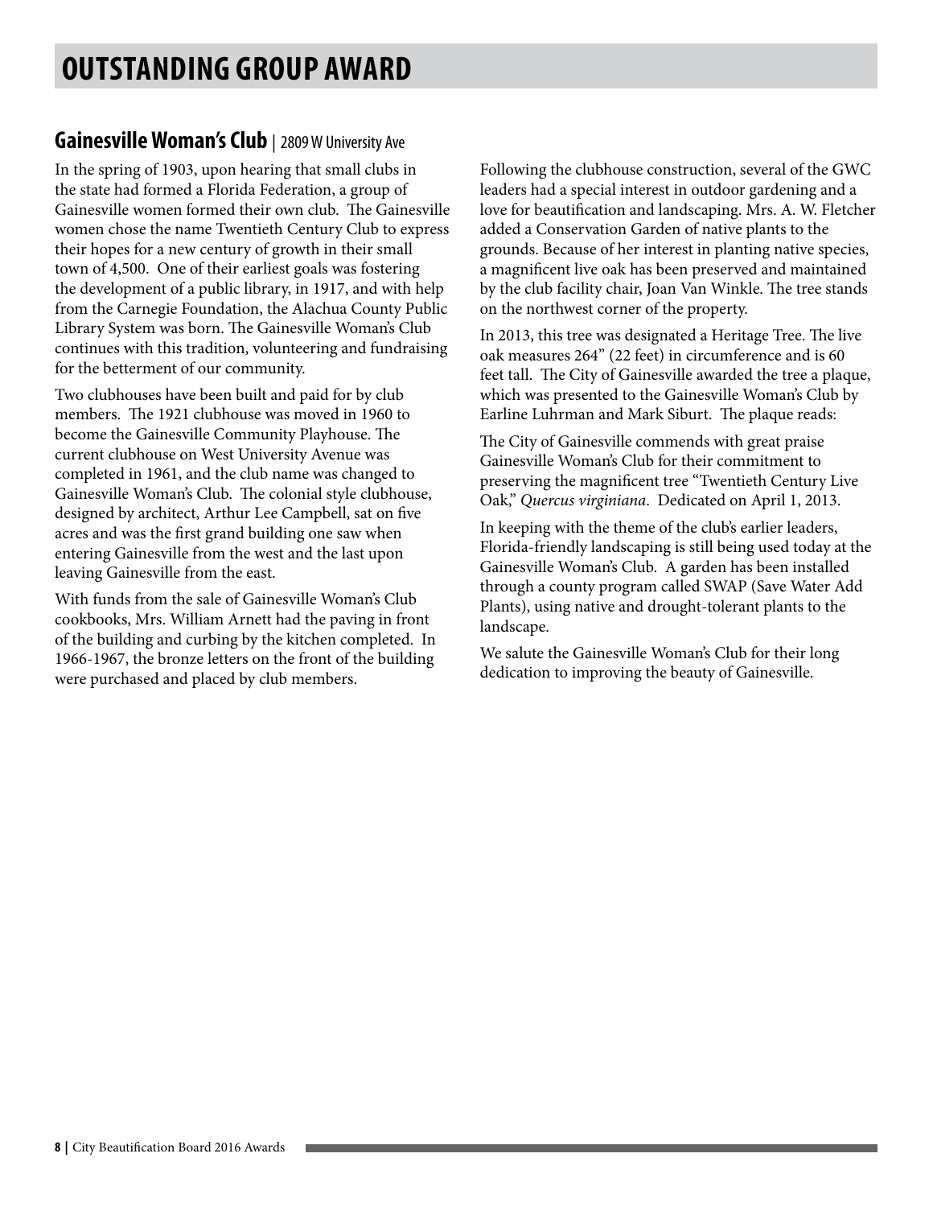# OUTSTANDING GROUP AWARD

## Gainesville Woman's Club | 2809 W University Ave

In the spring of 1903, upon hearing that small clubs in the state had formed a Florida Federation, a group of Gainesville women formed their own club. The Gainesville women chose the name Twentieth Century Club to express their hopes for a new century of growth in their small town of 4,500. One of their earliest goals was fostering the development of a public library, in 1917, and with help from the Carnegie Foundation, the Alachua County Public Library System was born. The Gainesville Woman's Club continues with this tradition, volunteering and fundraising for the betterment of our community.

Two clubhouses have been built and paid for by club members. The 1921 clubhouse was moved in 1960 to become the Gainesville Community Playhouse. The current clubhouse on West University Avenue was completed in 1961, and the club name was changed to Gainesville Woman's Club. The colonial style clubhouse, designed by architect, Arthur Lee Campbell, sat on five acres and was the first grand building one saw when entering Gainesville from the west and the last upon leaving Gainesville from the east.

With funds from the sale of Gainesville Woman's Club cookbooks, Mrs. William Arnett had the paving in front of the building and curbing by the kitchen completed. In 1966-1967, the bronze letters on the front of the building were purchased and placed by club members.

Following the clubhouse construction, several of the GWC leaders had a special interest in outdoor gardening and a love for beautification and landscaping. Mrs. A. W. Fletcher added a Conservation Garden of native plants to the grounds. Because of her interest in planting native species, a magnificent live oak has been preserved and maintained by the club facility chair, Joan Van Winkle. The tree stands on the northwest corner of the property.

In 2013, this tree was designated a Heritage Tree. The live oak measures 264" (22 feet) in circumference and is 60 feet tall. The City of Gainesville awarded the tree a plaque, which was presented to the Gainesville Woman's Club by Earline Luhrman and Mark Siburt. The plaque reads:

The City of Gainesville commends with great praise Gainesville Woman's Club for their commitment to preserving the magnificent tree "Twentieth Century Live Oak," *Quercus virginiana*. Dedicated on April 1, 2013.

In keeping with the theme of the club's earlier leaders, Florida-friendly landscaping is still being used today at the Gainesville Woman's Club. A garden has been installed through a county program called SWAP (Save Water Add Plants), using native and drought-tolerant plants to the landscape.

We salute the Gainesville Woman's Club for their long dedication to improving the beauty of Gainesville.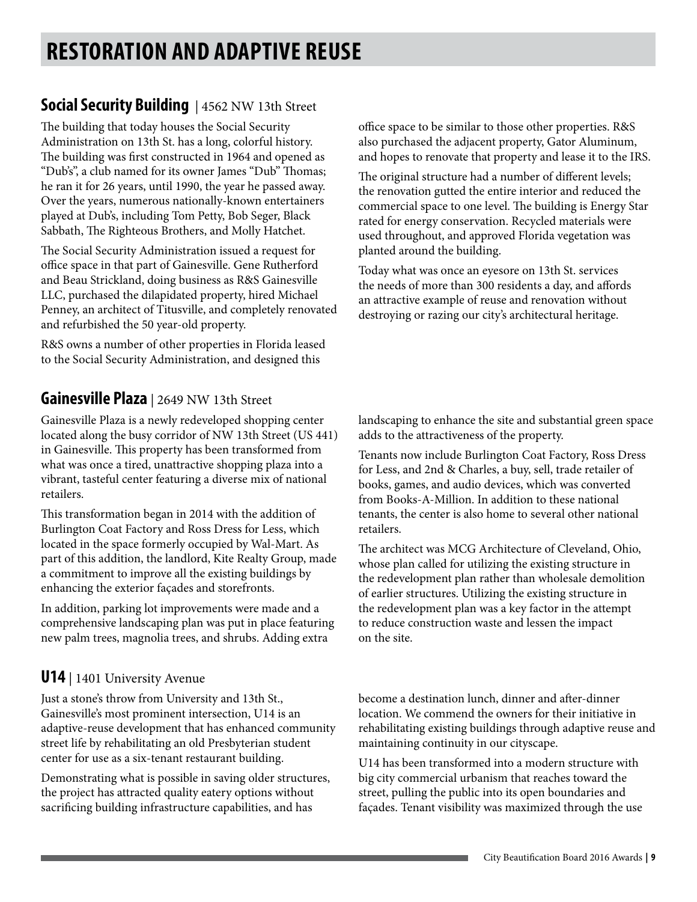# RESTORATION AND ADAPTIVE REUSE

## Social Security Building | 4562 NW 13th Street

The building that today houses the Social Security Administration on 13th St. has a long, colorful history. The building was first constructed in 1964 and opened as "Dub's", a club named for its owner James "Dub" Thomas; he ran it for 26 years, until 1990, the year he passed away. Over the years, numerous nationally-known entertainers played at Dub's, including Tom Petty, Bob Seger, Black Sabbath, The Righteous Brothers, and Molly Hatchet.

The Social Security Administration issued a request for office space in that part of Gainesville. Gene Rutherford and Beau Strickland, doing business as R&S Gainesville LLC, purchased the dilapidated property, hired Michael Penney, an architect of Titusville, and completely renovated and refurbished the 50 year-old property.

R&S owns a number of other properties in Florida leased to the Social Security Administration, and designed this office space to be similar to those other properties. R&S also purchased the adjacent property, Gator Aluminum, and hopes to renovate that property and lease it to the IRS.

The original structure had a number of different levels; the renovation gutted the entire interior and reduced the commercial space to one level. The building is Energy Star rated for energy conservation. Recycled materials were used throughout, and approved Florida vegetation was planted around the building.

Today what was once an eyesore on 13th St. services the needs of more than 300 residents a day, and affords an attractive example of reuse and renovation without destroying or razing our city's architectural heritage.

## Gainesville Plaza | 2649 NW 13th Street

Gainesville Plaza is a newly redeveloped shopping center located along the busy corridor of NW 13th Street (US 441) in Gainesville. This property has been transformed from what was once a tired, unattractive shopping plaza into a vibrant, tasteful center featuring a diverse mix of national retailers.

This transformation began in 2014 with the addition of Burlington Coat Factory and Ross Dress for Less, which located in the space formerly occupied by Wal-Mart. As part of this addition, the landlord, Kite Realty Group, made a commitment to improve all the existing buildings by enhancing the exterior façades and storefronts.

In addition, parking lot improvements were made and a comprehensive landscaping plan was put in place featuring new palm trees, magnolia trees, and shrubs. Adding extra landscaping to enhance the site and substantial green space adds to the attractiveness of the property.

Tenants now include Burlington Coat Factory, Ross Dress for Less, and 2nd & Charles, a buy, sell, trade retailer of books, games, and audio devices, which was converted from Books-A-Million. In addition to these national tenants, the center is also home to several other national retailers.

The architect was MCG Architecture of Cleveland, Ohio, whose plan called for utilizing the existing structure in the redevelopment plan rather than wholesale demolition of earlier structures. Utilizing the existing structure in the redevelopment plan was a key factor in the attempt to reduce construction waste and lessen the impact on the site.

## U14 | 1401 University Avenue

Just a stone's throw from University and 13th St., Gainesville's most prominent intersection, U14 is an adaptive-reuse development that has enhanced community street life by rehabilitating an old Presbyterian student center for use as a six-tenant restaurant building.

Demonstrating what is possible in saving older structures, the project has attracted quality eatery options without sacrificing building infrastructure capabilities, and has become a destination lunch, dinner and after-dinner location. We commend the owners for their initiative in rehabilitating existing buildings through adaptive reuse and maintaining continuity in our cityscape.

U14 has been transformed into a modern structure with big city commercial urbanism that reaches toward the street, pulling the public into its open boundaries and façades. Tenant visibility was maximized through the use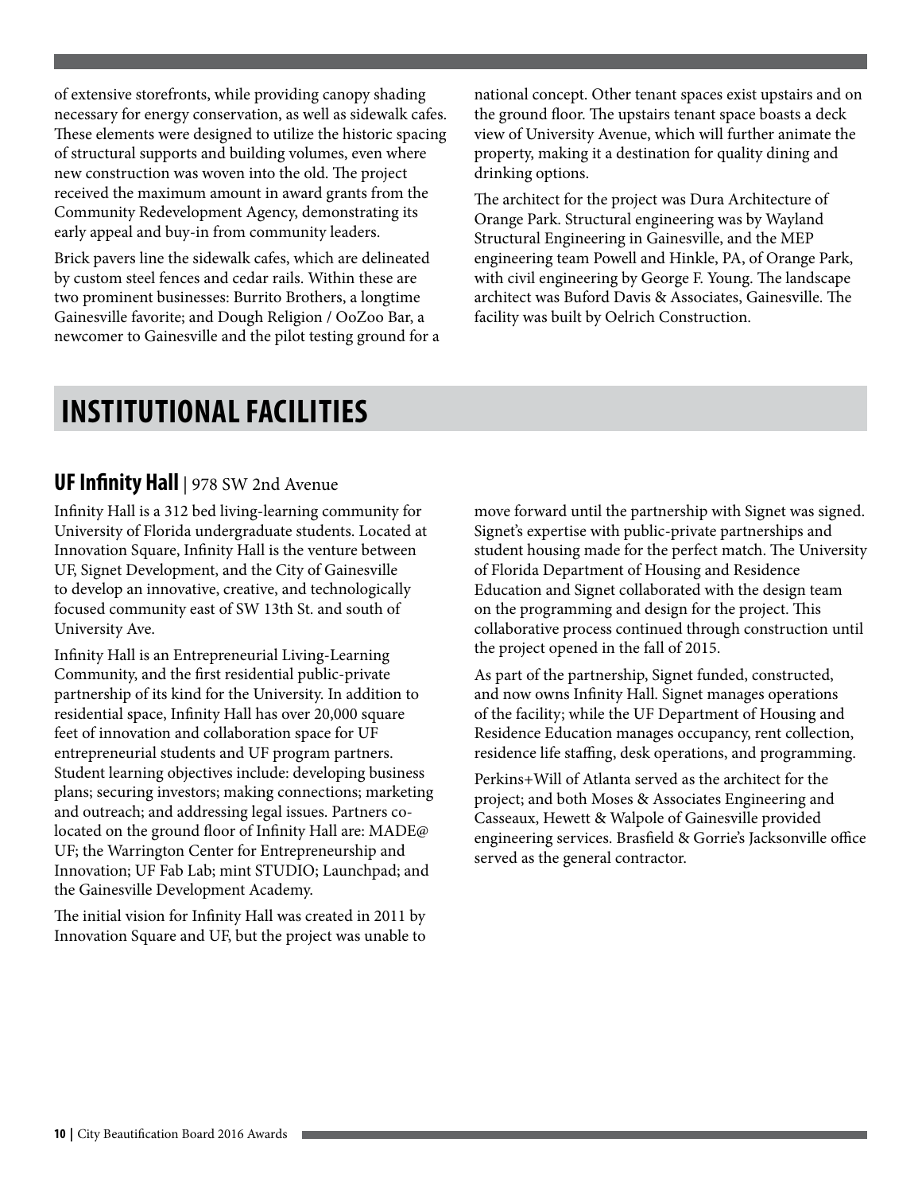of extensive storefronts, while providing canopy shading necessary for energy conservation, as well as sidewalk cafes. These elements were designed to utilize the historic spacing of structural supports and building volumes, even where new construction was woven into the old. The project received the maximum amount in award grants from the Community Redevelopment Agency, demonstrating its early appeal and buy-in from community leaders.

Brick pavers line the sidewalk cafes, which are delineated by custom steel fences and cedar rails. Within these are two prominent businesses: Burrito Brothers, a longtime Gainesville favorite; and Dough Religion / OoZoo Bar, a newcomer to Gainesville and the pilot testing ground for a national concept. Other tenant spaces exist upstairs and on the ground floor. The upstairs tenant space boasts a deck view of University Avenue, which will further animate the property, making it a destination for quality dining and drinking options.

The architect for the project was Dura Architecture of Orange Park. Structural engineering was by Wayland Structural Engineering in Gainesville, and the MEP engineering team Powell and Hinkle, PA, of Orange Park, with civil engineering by George F. Young. The landscape architect was Buford Davis & Associates, Gainesville. The facility was built by Oelrich Construction.

# INSTITUTIONAL FACILITIES

## UF Infinity Hall | 978 SW 2nd Avenue

Infinity Hall is a 312 bed living-learning community for University of Florida undergraduate students. Located at Innovation Square, Infinity Hall is the venture between UF, Signet Development, and the City of Gainesville to develop an innovative, creative, and technologically focused community east of SW 13th St. and south of University Ave.

Infinity Hall is an Entrepreneurial Living-Learning Community, and the first residential public-private partnership of its kind for the University. In addition to residential space, Infinity Hall has over 20,000 square feet of innovation and collaboration space for UF entrepreneurial students and UF program partners. Student learning objectives include: developing business plans; securing investors; making connections; marketing and outreach; and addressing legal issues. Partners co-located on the ground floor of Infinity Hall are: MADE@UF; the Warrington Center for Entrepreneurship and Innovation; UF Fab Lab; mint STUDIO; Launchpad; and the Gainesville Development Academy.

The initial vision for Infinity Hall was created in 2011 by Innovation Square and UF, but the project was unable to move forward until the partnership with Signet was signed. Signet's expertise with public-private partnerships and student housing made for the perfect match. The University of Florida Department of Housing and Residence Education and Signet collaborated with the design team on the programming and design for the project. This collaborative process continued through construction until the project opened in the fall of 2015.

As part of the partnership, Signet funded, constructed, and now owns Infinity Hall. Signet manages operations of the facility; while the UF Department of Housing and Residence Education manages occupancy, rent collection, residence life staffing, desk operations, and programming.

Perkins+Will of Atlanta served as the architect for the project; and both Moses & Associates Engineering and Casseaux, Hewett & Walpole of Gainesville provided engineering services. Brasfield & Gorrie's Jacksonville office served as the general contractor.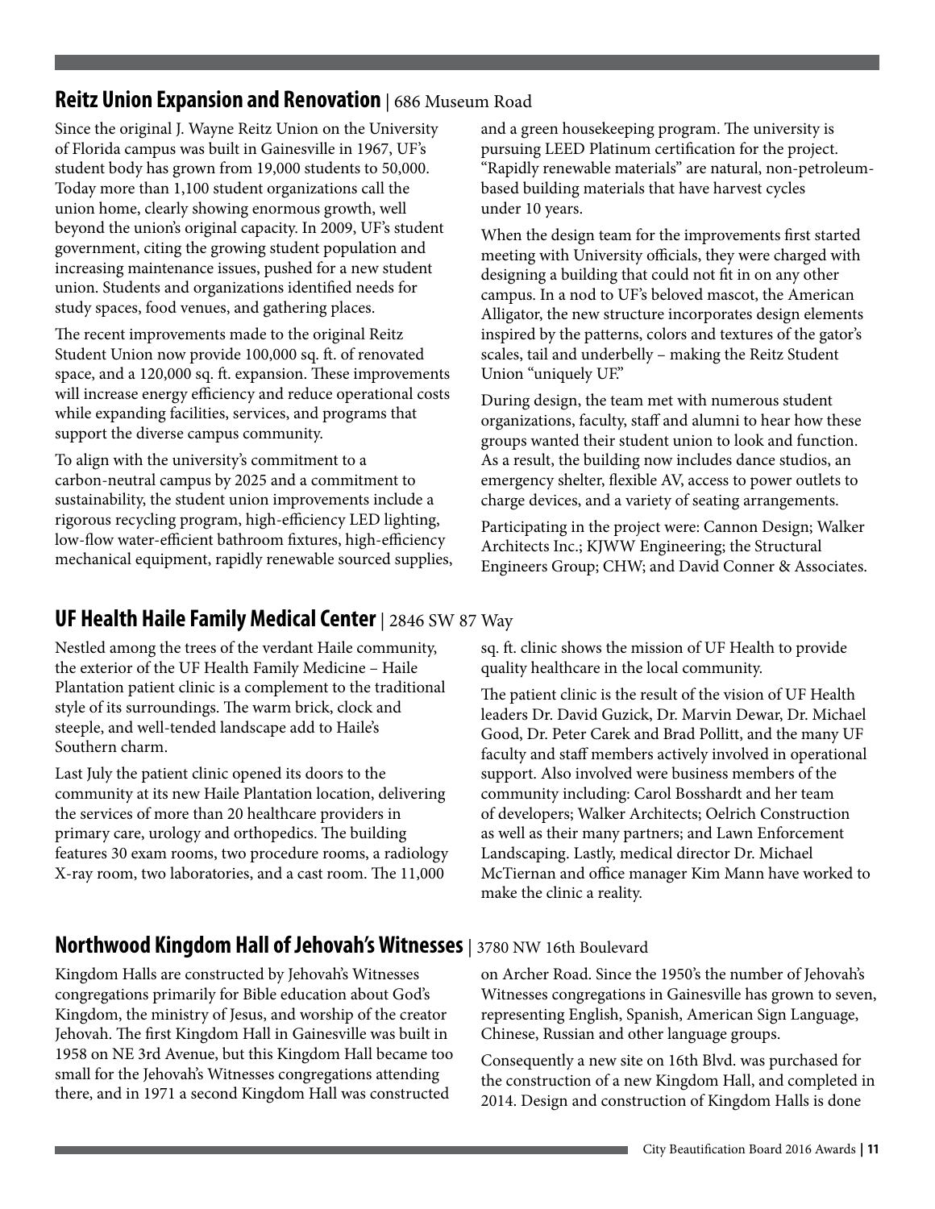## Reitz Union Expansion and Renovation | 686 Museum Road

Since the original J. Wayne Reitz Union on the University of Florida campus was built in Gainesville in 1967, UF's student body has grown from 19,000 students to 50,000. Today more than 1,100 student organizations call the union home, clearly showing enormous growth, well beyond the union's original capacity. In 2009, UF's student government, citing the growing student population and increasing maintenance issues, pushed for a new student union. Students and organizations identified needs for study spaces, food venues, and gathering places.

The recent improvements made to the original Reitz Student Union now provide 100,000 sq. ft. of renovated space, and a 120,000 sq. ft. expansion. These improvements will increase energy efficiency and reduce operational costs while expanding facilities, services, and programs that support the diverse campus community.

To align with the university's commitment to a carbon-neutral campus by 2025 and a commitment to sustainability, the student union improvements include a rigorous recycling program, high-efficiency LED lighting, low-flow water-efficient bathroom fixtures, high-efficiency mechanical equipment, rapidly renewable sourced supplies, and a green housekeeping program. The university is pursuing LEED Platinum certification for the project. "Rapidly renewable materials" are natural, non-petroleum-based building materials that have harvest cycles under 10 years.

When the design team for the improvements first started meeting with University officials, they were charged with designing a building that could not fit in on any other campus. In a nod to UF's beloved mascot, the American Alligator, the new structure incorporates design elements inspired by the patterns, colors and textures of the gator's scales, tail and underbelly – making the Reitz Student Union "uniquely UF."

During design, the team met with numerous student organizations, faculty, staff and alumni to hear how these groups wanted their student union to look and function. As a result, the building now includes dance studios, an emergency shelter, flexible AV, access to power outlets to charge devices, and a variety of seating arrangements.

Participating in the project were: Cannon Design; Walker Architects Inc.; KJWW Engineering; the Structural Engineers Group; CHW; and David Conner & Associates.

## UF Health Haile Family Medical Center | 2846 SW 87 Way

Nestled among the trees of the verdant Haile community, the exterior of the UF Health Family Medicine – Haile Plantation patient clinic is a complement to the traditional style of its surroundings. The warm brick, clock and steeple, and well-tended landscape add to Haile's Southern charm.

Last July the patient clinic opened its doors to the community at its new Haile Plantation location, delivering the services of more than 20 healthcare providers in primary care, urology and orthopedics. The building features 30 exam rooms, two procedure rooms, a radiology X-ray room, two laboratories, and a cast room. The 11,000 sq. ft. clinic shows the mission of UF Health to provide quality healthcare in the local community.

The patient clinic is the result of the vision of UF Health leaders Dr. David Guzick, Dr. Marvin Dewar, Dr. Michael Good, Dr. Peter Carek and Brad Pollitt, and the many UF faculty and staff members actively involved in operational support. Also involved were business members of the community including: Carol Bosshardt and her team of developers; Walker Architects; Oelrich Construction as well as their many partners; and Lawn Enforcement Landscaping. Lastly, medical director Dr. Michael McTiernan and office manager Kim Mann have worked to make the clinic a reality.

## Northwood Kingdom Hall of Jehovah's Witnesses | 3780 NW 16th Boulevard

Kingdom Halls are constructed by Jehovah's Witnesses congregations primarily for Bible education about God's Kingdom, the ministry of Jesus, and worship of the creator Jehovah. The first Kingdom Hall in Gainesville was built in 1958 on NE 3rd Avenue, but this Kingdom Hall became too small for the Jehovah's Witnesses congregations attending there, and in 1971 a second Kingdom Hall was constructed on Archer Road. Since the 1950's the number of Jehovah's Witnesses congregations in Gainesville has grown to seven, representing English, Spanish, American Sign Language, Chinese, Russian and other language groups.

Consequently a new site on 16th Blvd. was purchased for the construction of a new Kingdom Hall, and completed in 2014. Design and construction of Kingdom Halls is done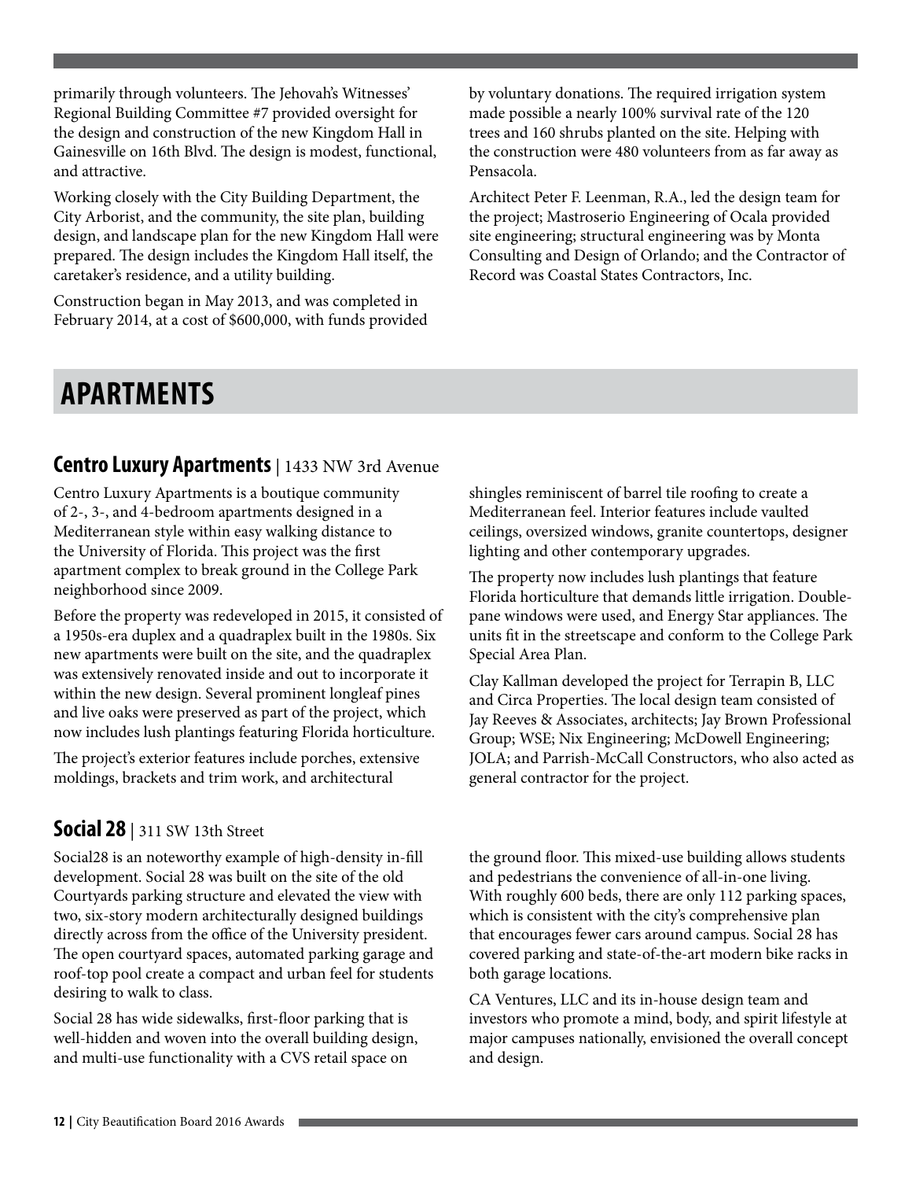primarily through volunteers. The Jehovah's Witnesses' Regional Building Committee #7 provided oversight for the design and construction of the new Kingdom Hall in Gainesville on 16th Blvd. The design is modest, functional, and attractive.

Working closely with the City Building Department, the City Arborist, and the community, the site plan, building design, and landscape plan for the new Kingdom Hall were prepared. The design includes the Kingdom Hall itself, the caretaker's residence, and a utility building.

Construction began in May 2013, and was completed in February 2014, at a cost of $600,000, with funds provided by voluntary donations. The required irrigation system made possible a nearly 100% survival rate of the 120 trees and 160 shrubs planted on the site. Helping with the construction were 480 volunteers from as far away as Pensacola.

Architect Peter F. Leenman, R.A., led the design team for the project; Mastroserio Engineering of Ocala provided site engineering; structural engineering was by Monta Consulting and Design of Orlando; and the Contractor of Record was Coastal States Contractors, Inc.

# APARTMENTS

## Centro Luxury Apartments | 1433 NW 3rd Avenue

Centro Luxury Apartments is a boutique community of 2-, 3-, and 4-bedroom apartments designed in a Mediterranean style within easy walking distance to the University of Florida. This project was the first apartment complex to break ground in the College Park neighborhood since 2009.

Before the property was redeveloped in 2015, it consisted of a 1950s-era duplex and a quadraplex built in the 1980s. Six new apartments were built on the site, and the quadraplex was extensively renovated inside and out to incorporate it within the new design. Several prominent longleaf pines and live oaks were preserved as part of the project, which now includes lush plantings featuring Florida horticulture.

The project's exterior features include porches, extensive moldings, brackets and trim work, and architectural shingles reminiscent of barrel tile roofing to create a Mediterranean feel. Interior features include vaulted ceilings, oversized windows, granite countertops, designer lighting and other contemporary upgrades.

The property now includes lush plantings that feature Florida horticulture that demands little irrigation. Double-pane windows were used, and Energy Star appliances. The units fit in the streetscape and conform to the College Park Special Area Plan.

Clay Kallman developed the project for Terrapin B, LLC and Circa Properties. The local design team consisted of Jay Reeves & Associates, architects; Jay Brown Professional Group; WSE; Nix Engineering; McDowell Engineering; JOLA; and Parrish-McCall Constructors, who also acted as general contractor for the project.

## Social 28 | 311 SW 13th Street

Social28 is an noteworthy example of high-density in-fill development. Social 28 was built on the site of the old Courtyards parking structure and elevated the view with two, six-story modern architecturally designed buildings directly across from the office of the University president. The open courtyard spaces, automated parking garage and roof-top pool create a compact and urban feel for students desiring to walk to class.

Social 28 has wide sidewalks, first-floor parking that is well-hidden and woven into the overall building design, and multi-use functionality with a CVS retail space on the ground floor. This mixed-use building allows students and pedestrians the convenience of all-in-one living. With roughly 600 beds, there are only 112 parking spaces, which is consistent with the city's comprehensive plan that encourages fewer cars around campus. Social 28 has covered parking and state-of-the-art modern bike racks in both garage locations.

CA Ventures, LLC and its in-house design team and investors who promote a mind, body, and spirit lifestyle at major campuses nationally, envisioned the overall concept and design.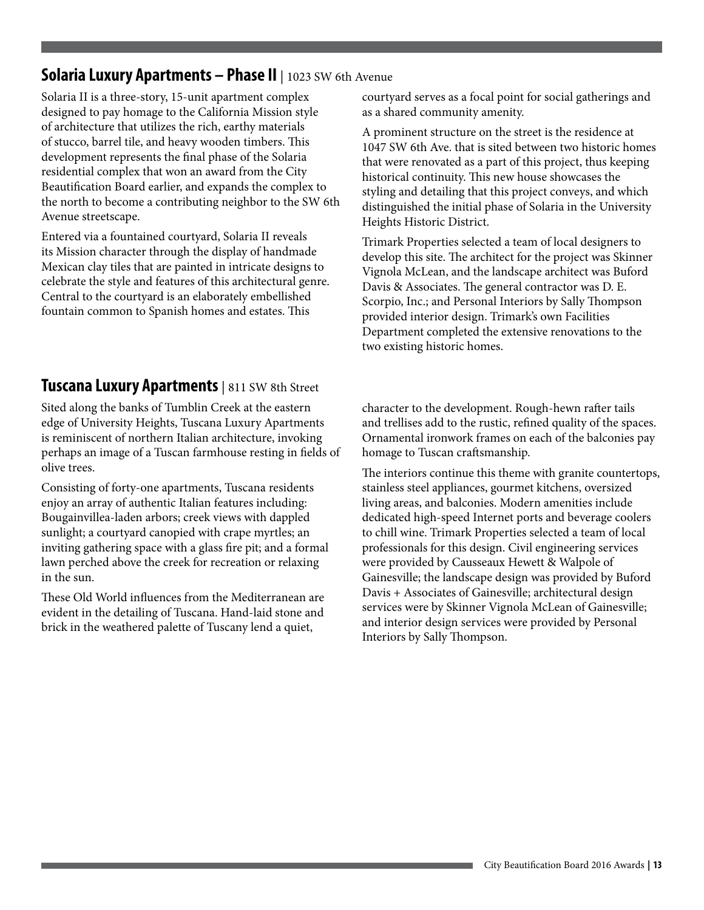## Solaria Luxury Apartments – Phase II | 1023 SW 6th Avenue

Solaria II is a three-story, 15-unit apartment complex designed to pay homage to the California Mission style of architecture that utilizes the rich, earthy materials of stucco, barrel tile, and heavy wooden timbers. This development represents the final phase of the Solaria residential complex that won an award from the City Beautification Board earlier, and expands the complex to the north to become a contributing neighbor to the SW 6th Avenue streetscape.

Entered via a fountained courtyard, Solaria II reveals its Mission character through the display of handmade Mexican clay tiles that are painted in intricate designs to celebrate the style and features of this architectural genre. Central to the courtyard is an elaborately embellished fountain common to Spanish homes and estates. This courtyard serves as a focal point for social gatherings and as a shared community amenity.

A prominent structure on the street is the residence at 1047 SW 6th Ave. that is sited between two historic homes that were renovated as a part of this project, thus keeping historical continuity. This new house showcases the styling and detailing that this project conveys, and which distinguished the initial phase of Solaria in the University Heights Historic District.

Trimark Properties selected a team of local designers to develop this site. The architect for the project was Skinner Vignola McLean, and the landscape architect was Buford Davis & Associates. The general contractor was D. E. Scorpio, Inc.; and Personal Interiors by Sally Thompson provided interior design. Trimark's own Facilities Department completed the extensive renovations to the two existing historic homes.

## Tuscana Luxury Apartments | 811 SW 8th Street

Sited along the banks of Tumblin Creek at the eastern edge of University Heights, Tuscana Luxury Apartments is reminiscent of northern Italian architecture, invoking perhaps an image of a Tuscan farmhouse resting in fields of olive trees.

Consisting of forty-one apartments, Tuscana residents enjoy an array of authentic Italian features including: Bougainvillea-laden arbors; creek views with dappled sunlight; a courtyard canopied with crape myrtles; an inviting gathering space with a glass fire pit; and a formal lawn perched above the creek for recreation or relaxing in the sun.

These Old World influences from the Mediterranean are evident in the detailing of Tuscana. Hand-laid stone and brick in the weathered palette of Tuscany lend a quiet, character to the development. Rough-hewn rafter tails and trellises add to the rustic, refined quality of the spaces. Ornamental ironwork frames on each of the balconies pay homage to Tuscan craftsmanship.

The interiors continue this theme with granite countertops, stainless steel appliances, gourmet kitchens, oversized living areas, and balconies. Modern amenities include dedicated high-speed Internet ports and beverage coolers to chill wine. Trimark Properties selected a team of local professionals for this design. Civil engineering services were provided by Causseaux Hewett & Walpole of Gainesville; the landscape design was provided by Buford Davis + Associates of Gainesville; architectural design services were by Skinner Vignola McLean of Gainesville; and interior design services were provided by Personal Interiors by Sally Thompson.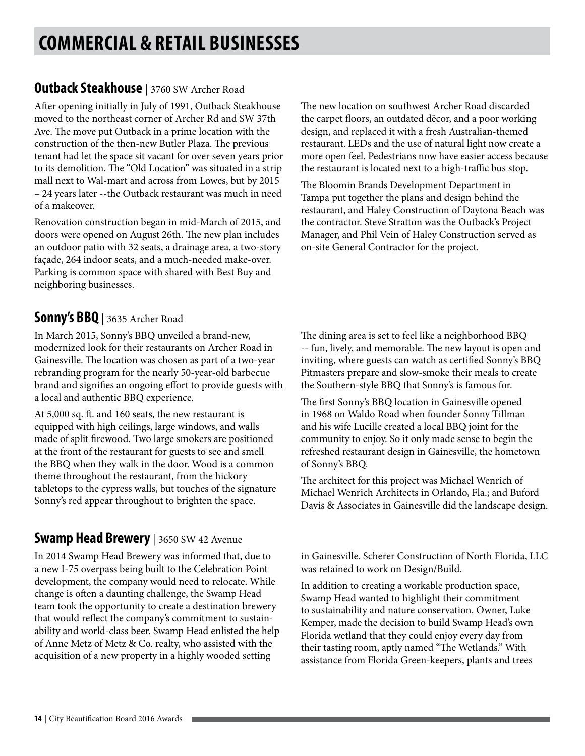# COMMERCIAL & RETAIL BUSINESSES

## Outback Steakhouse | 3760 SW Archer Road

After opening initially in July of 1991, Outback Steakhouse moved to the northeast corner of Archer Rd and SW 37th Ave. The move put Outback in a prime location with the construction of the then-new Butler Plaza. The previous tenant had let the space sit vacant for over seven years prior to its demolition. The "Old Location" was situated in a strip mall next to Wal-mart and across from Lowes, but by 2015 – 24 years later --the Outback restaurant was much in need of a makeover.

Renovation construction began in mid-March of 2015, and doors were opened on August 26th. The new plan includes an outdoor patio with 32 seats, a drainage area, a two-story façade, 264 indoor seats, and a much-needed make-over. Parking is common space with shared with Best Buy and neighboring businesses.

The new location on southwest Archer Road discarded the carpet floors, an outdated dëcor, and a poor working design, and replaced it with a fresh Australian-themed restaurant. LEDs and the use of natural light now create a more open feel. Pedestrians now have easier access because the restaurant is located next to a high-traffic bus stop.

The Bloomin Brands Development Department in Tampa put together the plans and design behind the restaurant, and Haley Construction of Daytona Beach was the contractor. Steve Stratton was the Outback's Project Manager, and Phil Vein of Haley Construction served as on-site General Contractor for the project.

## Sonny's BBQ | 3635 Archer Road

In March 2015, Sonny's BBQ unveiled a brand-new, modernized look for their restaurants on Archer Road in Gainesville. The location was chosen as part of a two-year rebranding program for the nearly 50-year-old barbecue brand and signifies an ongoing effort to provide guests with a local and authentic BBQ experience.

At 5,000 sq. ft. and 160 seats, the new restaurant is equipped with high ceilings, large windows, and walls made of split firewood. Two large smokers are positioned at the front of the restaurant for guests to see and smell the BBQ when they walk in the door. Wood is a common theme throughout the restaurant, from the hickory tabletops to the cypress walls, but touches of the signature Sonny's red appear throughout to brighten the space.

The dining area is set to feel like a neighborhood BBQ -- fun, lively, and memorable. The new layout is open and inviting, where guests can watch as certified Sonny's BBQ Pitmasters prepare and slow-smoke their meals to create the Southern-style BBQ that Sonny's is famous for.

The first Sonny's BBQ location in Gainesville opened in 1968 on Waldo Road when founder Sonny Tillman and his wife Lucille created a local BBQ joint for the community to enjoy. So it only made sense to begin the refreshed restaurant design in Gainesville, the hometown of Sonny's BBQ.

The architect for this project was Michael Wenrich of Michael Wenrich Architects in Orlando, Fla.; and Buford Davis & Associates in Gainesville did the landscape design.

## Swamp Head Brewery | 3650 SW 42 Avenue

In 2014 Swamp Head Brewery was informed that, due to a new I-75 overpass being built to the Celebration Point development, the company would need to relocate. While change is often a daunting challenge, the Swamp Head team took the opportunity to create a destination brewery that would reflect the company's commitment to sustainability and world-class beer. Swamp Head enlisted the help of Anne Metz of Metz & Co. realty, who assisted with the acquisition of a new property in a highly wooded setting in Gainesville. Scherer Construction of North Florida, LLC was retained to work on Design/Build.

In addition to creating a workable production space, Swamp Head wanted to highlight their commitment to sustainability and nature conservation. Owner, Luke Kemper, made the decision to build Swamp Head's own Florida wetland that they could enjoy every day from their tasting room, aptly named "The Wetlands." With assistance from Florida Green-keepers, plants and trees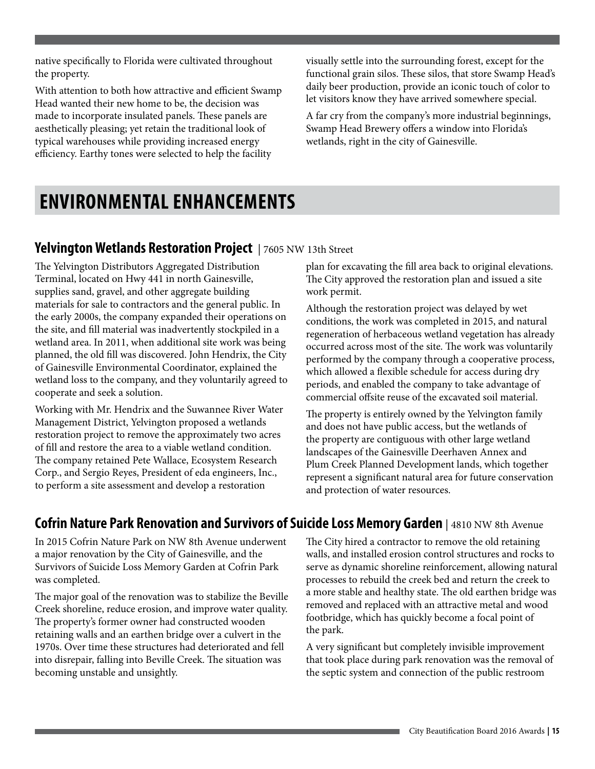native specifically to Florida were cultivated throughout the property.

With attention to both how attractive and efficient Swamp Head wanted their new home to be, the decision was made to incorporate insulated panels. These panels are aesthetically pleasing; yet retain the traditional look of typical warehouses while providing increased energy efficiency. Earthy tones were selected to help the facility visually settle into the surrounding forest, except for the functional grain silos. These silos, that store Swamp Head's daily beer production, provide an iconic touch of color to let visitors know they have arrived somewhere special.

A far cry from the company's more industrial beginnings, Swamp Head Brewery offers a window into Florida's wetlands, right in the city of Gainesville.

# ENVIRONMENTAL ENHANCEMENTS

## Yelvington Wetlands Restoration Project | 7605 NW 13th Street

The Yelvington Distributors Aggregated Distribution Terminal, located on Hwy 441 in north Gainesville, supplies sand, gravel, and other aggregate building materials for sale to contractors and the general public. In the early 2000s, the company expanded their operations on the site, and fill material was inadvertently stockpiled in a wetland area. In 2011, when additional site work was being planned, the old fill was discovered. John Hendrix, the City of Gainesville Environmental Coordinator, explained the wetland loss to the company, and they voluntarily agreed to cooperate and seek a solution.

Working with Mr. Hendrix and the Suwannee River Water Management District, Yelvington proposed a wetlands restoration project to remove the approximately two acres of fill and restore the area to a viable wetland condition. The company retained Pete Wallace, Ecosystem Research Corp., and Sergio Reyes, President of eda engineers, Inc., to perform a site assessment and develop a restoration plan for excavating the fill area back to original elevations. The City approved the restoration plan and issued a site work permit.

Although the restoration project was delayed by wet conditions, the work was completed in 2015, and natural regeneration of herbaceous wetland vegetation has already occurred across most of the site. The work was voluntarily performed by the company through a cooperative process, which allowed a flexible schedule for access during dry periods, and enabled the company to take advantage of commercial offsite reuse of the excavated soil material.

The property is entirely owned by the Yelvington family and does not have public access, but the wetlands of the property are contiguous with other large wetland landscapes of the Gainesville Deerhaven Annex and Plum Creek Planned Development lands, which together represent a significant natural area for future conservation and protection of water resources.

## Cofrin Nature Park Renovation and Survivors of Suicide Loss Memory Garden | 4810 NW 8th Avenue

In 2015 Cofrin Nature Park on NW 8th Avenue underwent a major renovation by the City of Gainesville, and the Survivors of Suicide Loss Memory Garden at Cofrin Park was completed.

The major goal of the renovation was to stabilize the Beville Creek shoreline, reduce erosion, and improve water quality. The property's former owner had constructed wooden retaining walls and an earthen bridge over a culvert in the 1970s. Over time these structures had deteriorated and fell into disrepair, falling into Beville Creek. The situation was becoming unstable and unsightly.

The City hired a contractor to remove the old retaining walls, and installed erosion control structures and rocks to serve as dynamic shoreline reinforcement, allowing natural processes to rebuild the creek bed and return the creek to a more stable and healthy state. The old earthen bridge was removed and replaced with an attractive metal and wood footbridge, which has quickly become a focal point of the park.

A very significant but completely invisible improvement that took place during park renovation was the removal of the septic system and connection of the public restroom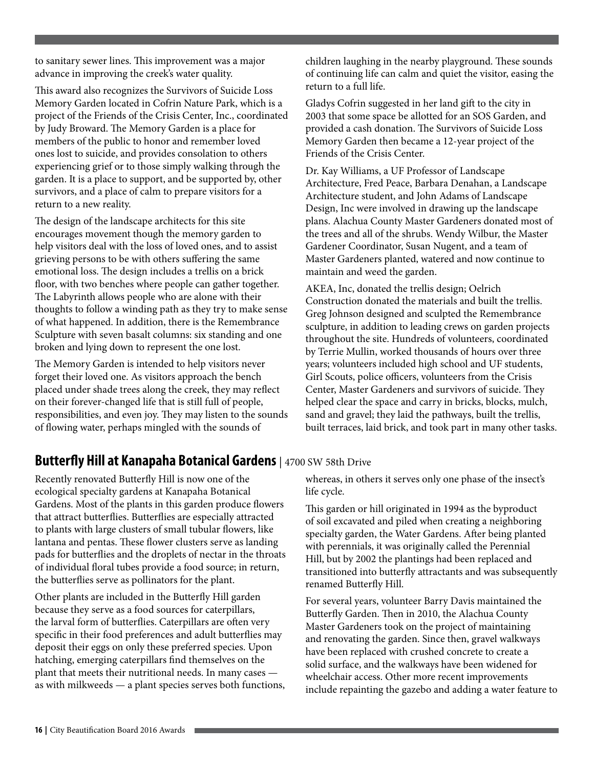to sanitary sewer lines. This improvement was a major advance in improving the creek's water quality.

This award also recognizes the Survivors of Suicide Loss Memory Garden located in Cofrin Nature Park, which is a project of the Friends of the Crisis Center, Inc., coordinated by Judy Broward. The Memory Garden is a place for members of the public to honor and remember loved ones lost to suicide, and provides consolation to others experiencing grief or to those simply walking through the garden. It is a place to support, and be supported by, other survivors, and a place of calm to prepare visitors for a return to a new reality.

The design of the landscape architects for this site encourages movement though the memory garden to help visitors deal with the loss of loved ones, and to assist grieving persons to be with others suffering the same emotional loss. The design includes a trellis on a brick floor, with two benches where people can gather together. The Labyrinth allows people who are alone with their thoughts to follow a winding path as they try to make sense of what happened. In addition, there is the Remembrance Sculpture with seven basalt columns: six standing and one broken and lying down to represent the one lost.

The Memory Garden is intended to help visitors never forget their loved one. As visitors approach the bench placed under shade trees along the creek, they may reflect on their forever-changed life that is still full of people, responsibilities, and even joy. They may listen to the sounds of flowing water, perhaps mingled with the sounds of children laughing in the nearby playground. These sounds of continuing life can calm and quiet the visitor, easing the return to a full life.

Gladys Cofrin suggested in her land gift to the city in 2003 that some space be allotted for an SOS Garden, and provided a cash donation. The Survivors of Suicide Loss Memory Garden then became a 12-year project of the Friends of the Crisis Center.

Dr. Kay Williams, a UF Professor of Landscape Architecture, Fred Peace, Barbara Denahan, a Landscape Architecture student, and John Adams of Landscape Design, Inc were involved in drawing up the landscape plans. Alachua County Master Gardeners donated most of the trees and all of the shrubs. Wendy Wilbur, the Master Gardener Coordinator, Susan Nugent, and a team of Master Gardeners planted, watered and now continue to maintain and weed the garden.

AKEA, Inc, donated the trellis design; Oelrich Construction donated the materials and built the trellis. Greg Johnson designed and sculpted the Remembrance sculpture, in addition to leading crews on garden projects throughout the site. Hundreds of volunteers, coordinated by Terrie Mullin, worked thousands of hours over three years; volunteers included high school and UF students, Girl Scouts, police officers, volunteers from the Crisis Center, Master Gardeners and survivors of suicide. They helped clear the space and carry in bricks, blocks, mulch, sand and gravel; they laid the pathways, built the trellis, built terraces, laid brick, and took part in many other tasks.

## Butterfly Hill at Kanapaha Botanical Gardens | 4700 SW 58th Drive

Recently renovated Butterfly Hill is now one of the ecological specialty gardens at Kanapaha Botanical Gardens. Most of the plants in this garden produce flowers that attract butterflies. Butterflies are especially attracted to plants with large clusters of small tubular flowers, like lantana and pentas. These flower clusters serve as landing pads for butterflies and the droplets of nectar in the throats of individual floral tubes provide a food source; in return, the butterflies serve as pollinators for the plant.

Other plants are included in the Butterfly Hill garden because they serve as a food sources for caterpillars, the larval form of butterflies. Caterpillars are often very specific in their food preferences and adult butterflies may deposit their eggs on only these preferred species. Upon hatching, emerging caterpillars find themselves on the plant that meets their nutritional needs. In many cases — as with milkweeds — a plant species serves both functions, whereas, in others it serves only one phase of the insect's life cycle.

This garden or hill originated in 1994 as the byproduct of soil excavated and piled when creating a neighboring specialty garden, the Water Gardens. After being planted with perennials, it was originally called the Perennial Hill, but by 2002 the plantings had been replaced and transitioned into butterfly attractants and was subsequently renamed Butterfly Hill.

For several years, volunteer Barry Davis maintained the Butterfly Garden. Then in 2010, the Alachua County Master Gardeners took on the project of maintaining and renovating the garden. Since then, gravel walkways have been replaced with crushed concrete to create a solid surface, and the walkways have been widened for wheelchair access. Other more recent improvements include repainting the gazebo and adding a water feature to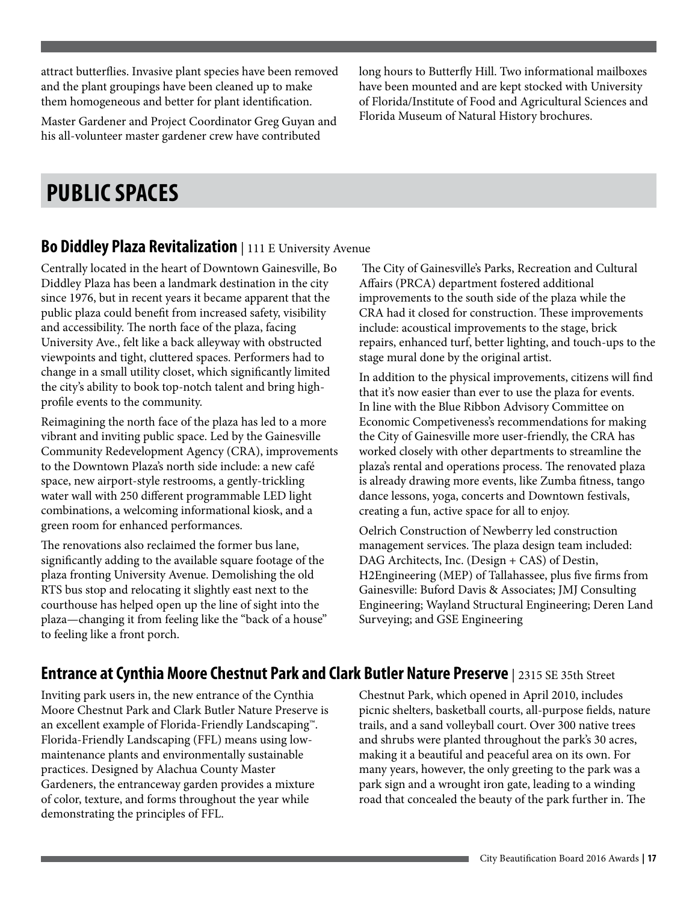attract butterflies. Invasive plant species have been removed and the plant groupings have been cleaned up to make them homogeneous and better for plant identification.

Master Gardener and Project Coordinator Greg Guyan and his all-volunteer master gardener crew have contributed long hours to Butterfly Hill. Two informational mailboxes have been mounted and are kept stocked with University of Florida/Institute of Food and Agricultural Sciences and Florida Museum of Natural History brochures.

# PUBLIC SPACES

## Bo Diddley Plaza Revitalization | 111 E University Avenue

Centrally located in the heart of Downtown Gainesville, Bo Diddley Plaza has been a landmark destination in the city since 1976, but in recent years it became apparent that the public plaza could benefit from increased safety, visibility and accessibility. The north face of the plaza, facing University Ave., felt like a back alleyway with obstructed viewpoints and tight, cluttered spaces. Performers had to change in a small utility closet, which significantly limited the city's ability to book top-notch talent and bring high-profile events to the community.

Reimagining the north face of the plaza has led to a more vibrant and inviting public space. Led by the Gainesville Community Redevelopment Agency (CRA), improvements to the Downtown Plaza's north side include: a new café space, new airport-style restrooms, a gently-trickling water wall with 250 different programmable LED light combinations, a welcoming informational kiosk, and a green room for enhanced performances.

The renovations also reclaimed the former bus lane, significantly adding to the available square footage of the plaza fronting University Avenue. Demolishing the old RTS bus stop and relocating it slightly east next to the courthouse has helped open up the line of sight into the plaza—changing it from feeling like the "back of a house" to feeling like a front porch.

The City of Gainesville's Parks, Recreation and Cultural Affairs (PRCA) department fostered additional improvements to the south side of the plaza while the CRA had it closed for construction. These improvements include: acoustical improvements to the stage, brick repairs, enhanced turf, better lighting, and touch-ups to the stage mural done by the original artist.

In addition to the physical improvements, citizens will find that it's now easier than ever to use the plaza for events. In line with the Blue Ribbon Advisory Committee on Economic Competiveness's recommendations for making the City of Gainesville more user-friendly, the CRA has worked closely with other departments to streamline the plaza's rental and operations process. The renovated plaza is already drawing more events, like Zumba fitness, tango dance lessons, yoga, concerts and Downtown festivals, creating a fun, active space for all to enjoy.

Oelrich Construction of Newberry led construction management services. The plaza design team included: DAG Architects, Inc. (Design + CAS) of Destin, H2Engineering (MEP) of Tallahassee, plus five firms from Gainesville: Buford Davis & Associates; JMJ Consulting Engineering; Wayland Structural Engineering; Deren Land Surveying; and GSE Engineering

## Entrance at Cynthia Moore Chestnut Park and Clark Butler Nature Preserve | 2315 SE 35th Street

Inviting park users in, the new entrance of the Cynthia Moore Chestnut Park and Clark Butler Nature Preserve is an excellent example of Florida-Friendly Landscaping™. Florida-Friendly Landscaping (FFL) means using low-maintenance plants and environmentally sustainable practices. Designed by Alachua County Master Gardeners, the entranceway garden provides a mixture of color, texture, and forms throughout the year while demonstrating the principles of FFL.

Chestnut Park, which opened in April 2010, includes picnic shelters, basketball courts, all-purpose fields, nature trails, and a sand volleyball court. Over 300 native trees and shrubs were planted throughout the park's 30 acres, making it a beautiful and peaceful area on its own. For many years, however, the only greeting to the park was a park sign and a wrought iron gate, leading to a winding road that concealed the beauty of the park further in. The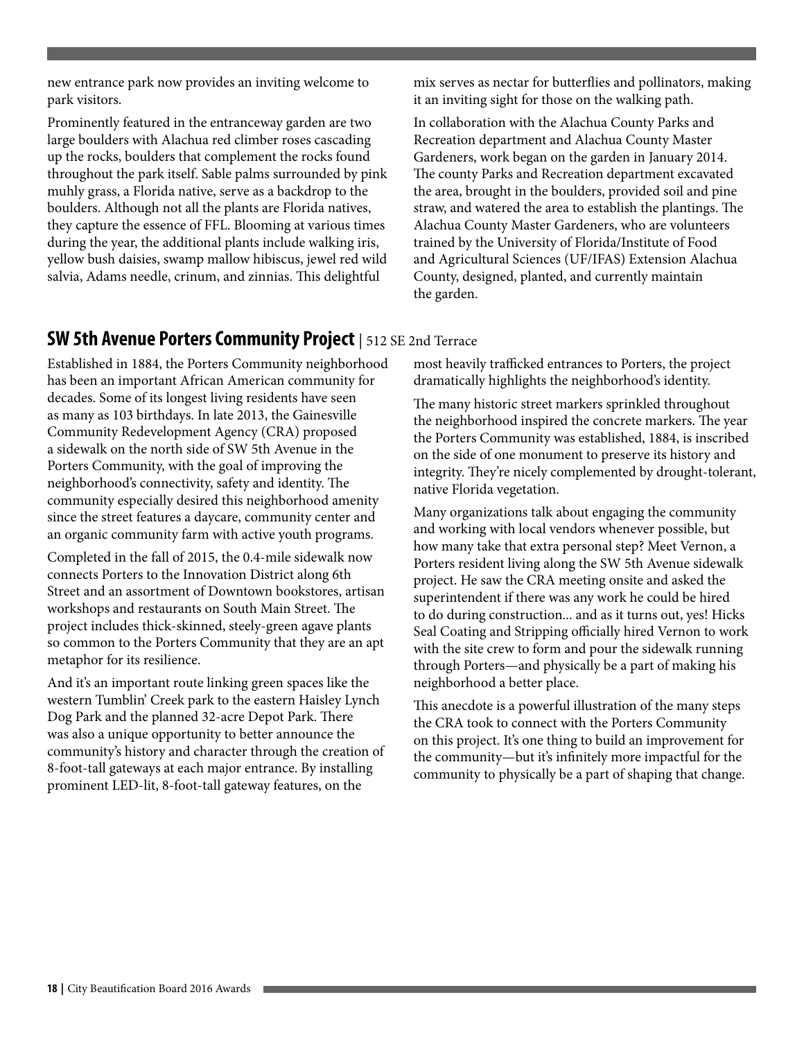new entrance park now provides an inviting welcome to park visitors.

Prominently featured in the entranceway garden are two large boulders with Alachua red climber roses cascading up the rocks, boulders that complement the rocks found throughout the park itself. Sable palms surrounded by pink muhly grass, a Florida native, serve as a backdrop to the boulders. Although not all the plants are Florida natives, they capture the essence of FFL. Blooming at various times during the year, the additional plants include walking iris, yellow bush daisies, swamp mallow hibiscus, jewel red wild salvia, Adams needle, crinum, and zinnias. This delightful mix serves as nectar for butterflies and pollinators, making it an inviting sight for those on the walking path.

In collaboration with the Alachua County Parks and Recreation department and Alachua County Master Gardeners, work began on the garden in January 2014. The county Parks and Recreation department excavated the area, brought in the boulders, provided soil and pine straw, and watered the area to establish the plantings. The Alachua County Master Gardeners, who are volunteers trained by the University of Florida/Institute of Food and Agricultural Sciences (UF/IFAS) Extension Alachua County, designed, planted, and currently maintain the garden.

## SW 5th Avenue Porters Community Project | 512 SE 2nd Terrace

Established in 1884, the Porters Community neighborhood has been an important African American community for decades. Some of its longest living residents have seen as many as 103 birthdays. In late 2013, the Gainesville Community Redevelopment Agency (CRA) proposed a sidewalk on the north side of SW 5th Avenue in the Porters Community, with the goal of improving the neighborhood's connectivity, safety and identity. The community especially desired this neighborhood amenity since the street features a daycare, community center and an organic community farm with active youth programs.

Completed in the fall of 2015, the 0.4-mile sidewalk now connects Porters to the Innovation District along 6th Street and an assortment of Downtown bookstores, artisan workshops and restaurants on South Main Street. The project includes thick-skinned, steely-green agave plants so common to the Porters Community that they are an apt metaphor for its resilience.

And it's an important route linking green spaces like the western Tumblin' Creek park to the eastern Haisley Lynch Dog Park and the planned 32-acre Depot Park. There was also a unique opportunity to better announce the community's history and character through the creation of 8-foot-tall gateways at each major entrance. By installing prominent LED-lit, 8-foot-tall gateway features, on the most heavily trafficked entrances to Porters, the project dramatically highlights the neighborhood's identity.

The many historic street markers sprinkled throughout the neighborhood inspired the concrete markers. The year the Porters Community was established, 1884, is inscribed on the side of one monument to preserve its history and integrity. They're nicely complemented by drought-tolerant, native Florida vegetation.

Many organizations talk about engaging the community and working with local vendors whenever possible, but how many take that extra personal step? Meet Vernon, a Porters resident living along the SW 5th Avenue sidewalk project. He saw the CRA meeting onsite and asked the superintendent if there was any work he could be hired to do during construction... and as it turns out, yes! Hicks Seal Coating and Stripping officially hired Vernon to work with the site crew to form and pour the sidewalk running through Porters—and physically be a part of making his neighborhood a better place.

This anecdote is a powerful illustration of the many steps the CRA took to connect with the Porters Community on this project. It's one thing to build an improvement for the community—but it's infinitely more impactful for the community to physically be a part of shaping that change.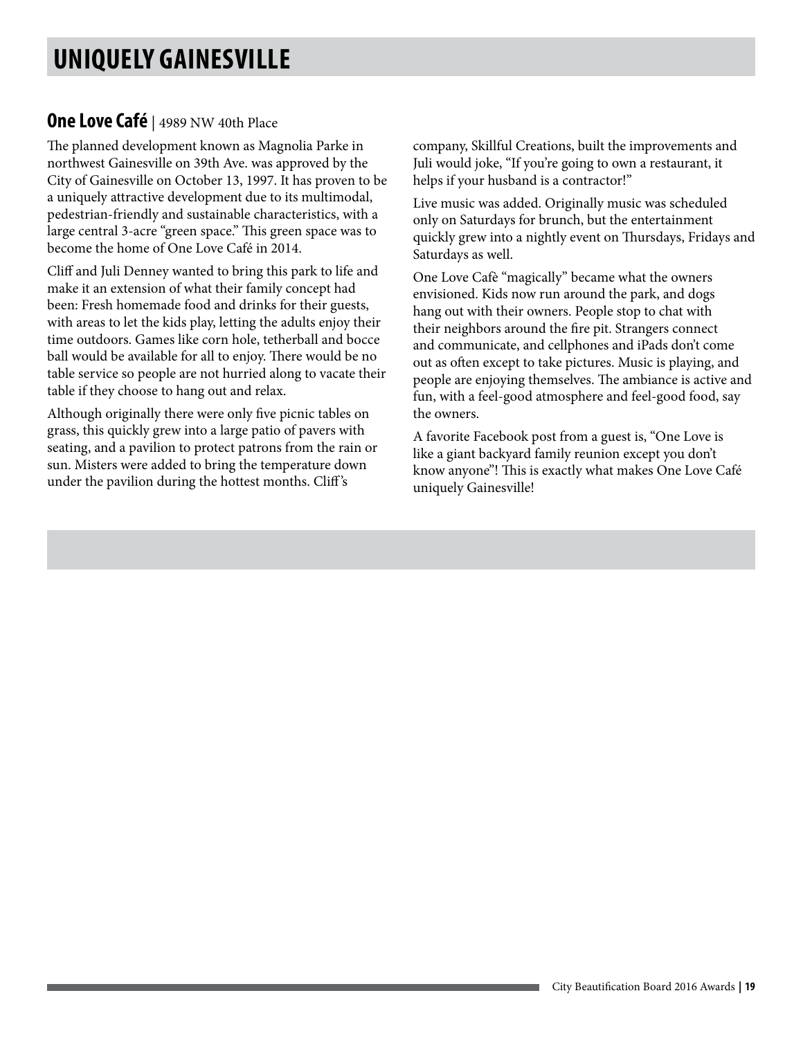# UNIQUELY GAINESVILLE

## One Love Café | 4989 NW 40th Place

The planned development known as Magnolia Parke in northwest Gainesville on 39th Ave. was approved by the City of Gainesville on October 13, 1997. It has proven to be a uniquely attractive development due to its multimodal, pedestrian-friendly and sustainable characteristics, with a large central 3-acre "green space." This green space was to become the home of One Love Café in 2014.

Cliff and Juli Denney wanted to bring this park to life and make it an extension of what their family concept had been: Fresh homemade food and drinks for their guests, with areas to let the kids play, letting the adults enjoy their time outdoors. Games like corn hole, tetherball and bocce ball would be available for all to enjoy. There would be no table service so people are not hurried along to vacate their table if they choose to hang out and relax.

Although originally there were only five picnic tables on grass, this quickly grew into a large patio of pavers with seating, and a pavilion to protect patrons from the rain or sun. Misters were added to bring the temperature down under the pavilion during the hottest months. Cliff's company, Skillful Creations, built the improvements and Juli would joke, "If you're going to own a restaurant, it helps if your husband is a contractor!"

Live music was added. Originally music was scheduled only on Saturdays for brunch, but the entertainment quickly grew into a nightly event on Thursdays, Fridays and Saturdays as well.

One Love Cafè "magically" became what the owners envisioned. Kids now run around the park, and dogs hang out with their owners. People stop to chat with their neighbors around the fire pit. Strangers connect and communicate, and cellphones and iPads don't come out as often except to take pictures. Music is playing, and people are enjoying themselves. The ambiance is active and fun, with a feel-good atmosphere and feel-good food, say the owners.

A favorite Facebook post from a guest is, "One Love is like a giant backyard family reunion except you don't know anyone"! This is exactly what makes One Love Café uniquely Gainesville!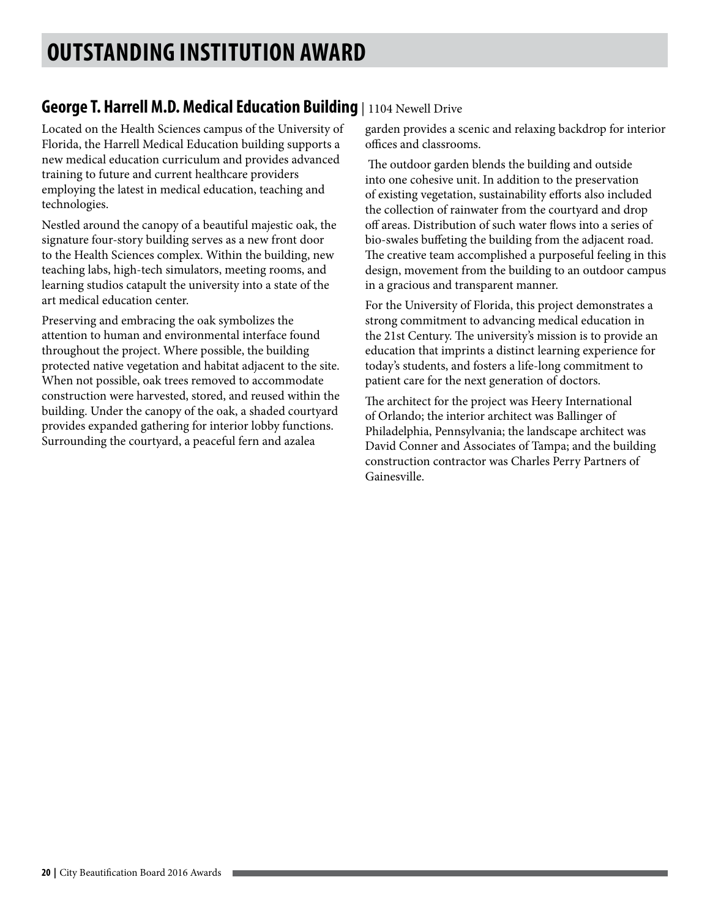# OUTSTANDING INSTITUTION AWARD

## George T. Harrell M.D. Medical Education Building | 1104 Newell Drive

Located on the Health Sciences campus of the University of Florida, the Harrell Medical Education building supports a new medical education curriculum and provides advanced training to future and current healthcare providers employing the latest in medical education, teaching and technologies.

Nestled around the canopy of a beautiful majestic oak, the signature four-story building serves as a new front door to the Health Sciences complex. Within the building, new teaching labs, high-tech simulators, meeting rooms, and learning studios catapult the university into a state of the art medical education center.

Preserving and embracing the oak symbolizes the attention to human and environmental interface found throughout the project. Where possible, the building protected native vegetation and habitat adjacent to the site. When not possible, oak trees removed to accommodate construction were harvested, stored, and reused within the building. Under the canopy of the oak, a shaded courtyard provides expanded gathering for interior lobby functions. Surrounding the courtyard, a peaceful fern and azalea garden provides a scenic and relaxing backdrop for interior offices and classrooms.

The outdoor garden blends the building and outside into one cohesive unit. In addition to the preservation of existing vegetation, sustainability efforts also included the collection of rainwater from the courtyard and drop off areas. Distribution of such water flows into a series of bio-swales buffeting the building from the adjacent road. The creative team accomplished a purposeful feeling in this design, movement from the building to an outdoor campus in a gracious and transparent manner.

For the University of Florida, this project demonstrates a strong commitment to advancing medical education in the 21st Century. The university's mission is to provide an education that imprints a distinct learning experience for today's students, and fosters a life-long commitment to patient care for the next generation of doctors.

The architect for the project was Heery International of Orlando; the interior architect was Ballinger of Philadelphia, Pennsylvania; the landscape architect was David Conner and Associates of Tampa; and the building construction contractor was Charles Perry Partners of Gainesville.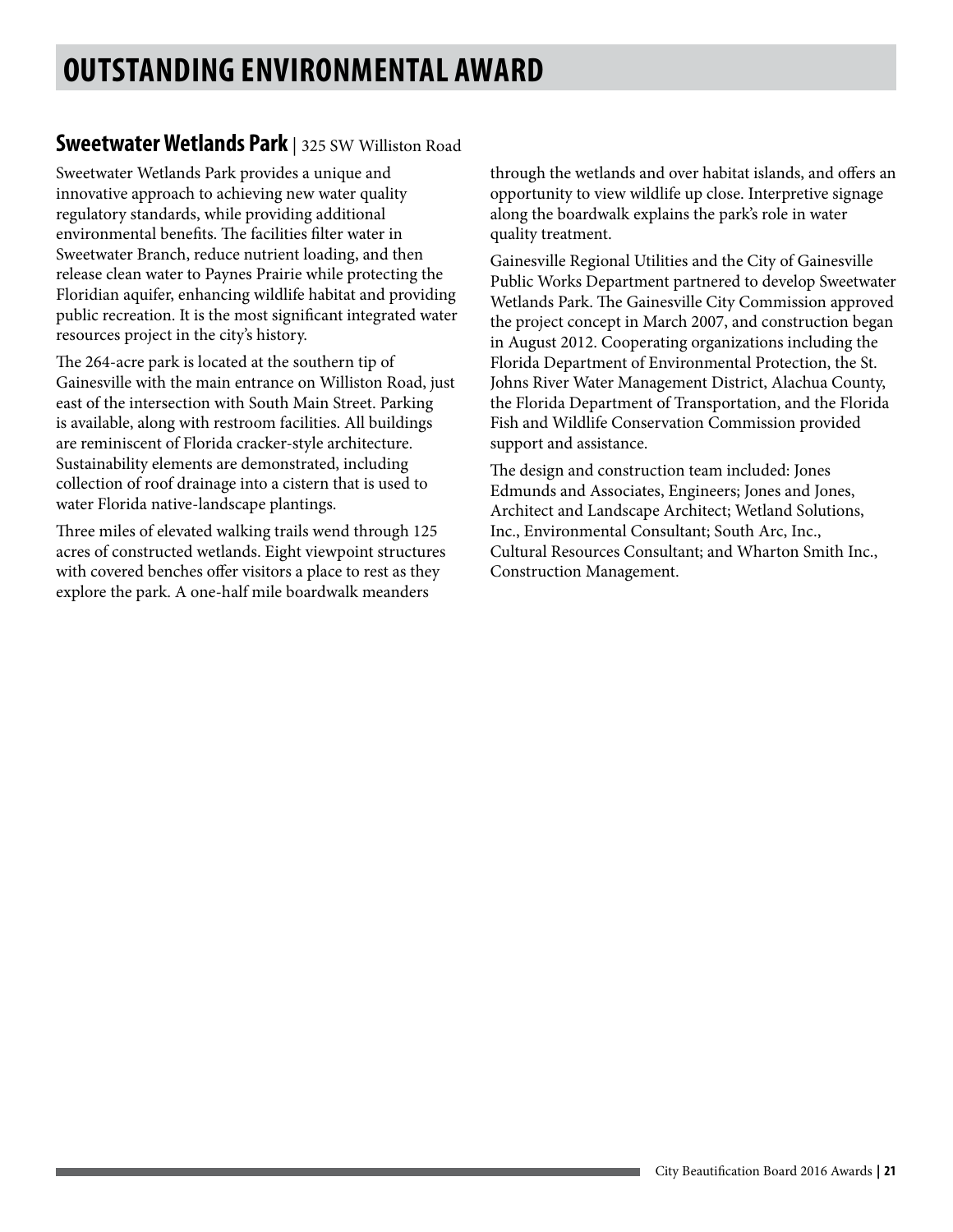# OUTSTANDING ENVIRONMENTAL AWARD

## Sweetwater Wetlands Park | 325 SW Williston Road

Sweetwater Wetlands Park provides a unique and innovative approach to achieving new water quality regulatory standards, while providing additional environmental benefits. The facilities filter water in Sweetwater Branch, reduce nutrient loading, and then release clean water to Paynes Prairie while protecting the Floridian aquifer, enhancing wildlife habitat and providing public recreation. It is the most significant integrated water resources project in the city's history.

The 264-acre park is located at the southern tip of Gainesville with the main entrance on Williston Road, just east of the intersection with South Main Street. Parking is available, along with restroom facilities. All buildings are reminiscent of Florida cracker-style architecture. Sustainability elements are demonstrated, including collection of roof drainage into a cistern that is used to water Florida native-landscape plantings.

Three miles of elevated walking trails wend through 125 acres of constructed wetlands. Eight viewpoint structures with covered benches offer visitors a place to rest as they explore the park. A one-half mile boardwalk meanders through the wetlands and over habitat islands, and offers an opportunity to view wildlife up close. Interpretive signage along the boardwalk explains the park's role in water quality treatment.

Gainesville Regional Utilities and the City of Gainesville Public Works Department partnered to develop Sweetwater Wetlands Park. The Gainesville City Commission approved the project concept in March 2007, and construction began in August 2012. Cooperating organizations including the Florida Department of Environmental Protection, the St. Johns River Water Management District, Alachua County, the Florida Department of Transportation, and the Florida Fish and Wildlife Conservation Commission provided support and assistance.

The design and construction team included: Jones Edmunds and Associates, Engineers; Jones and Jones, Architect and Landscape Architect; Wetland Solutions, Inc., Environmental Consultant; South Arc, Inc., Cultural Resources Consultant; and Wharton Smith Inc., Construction Management.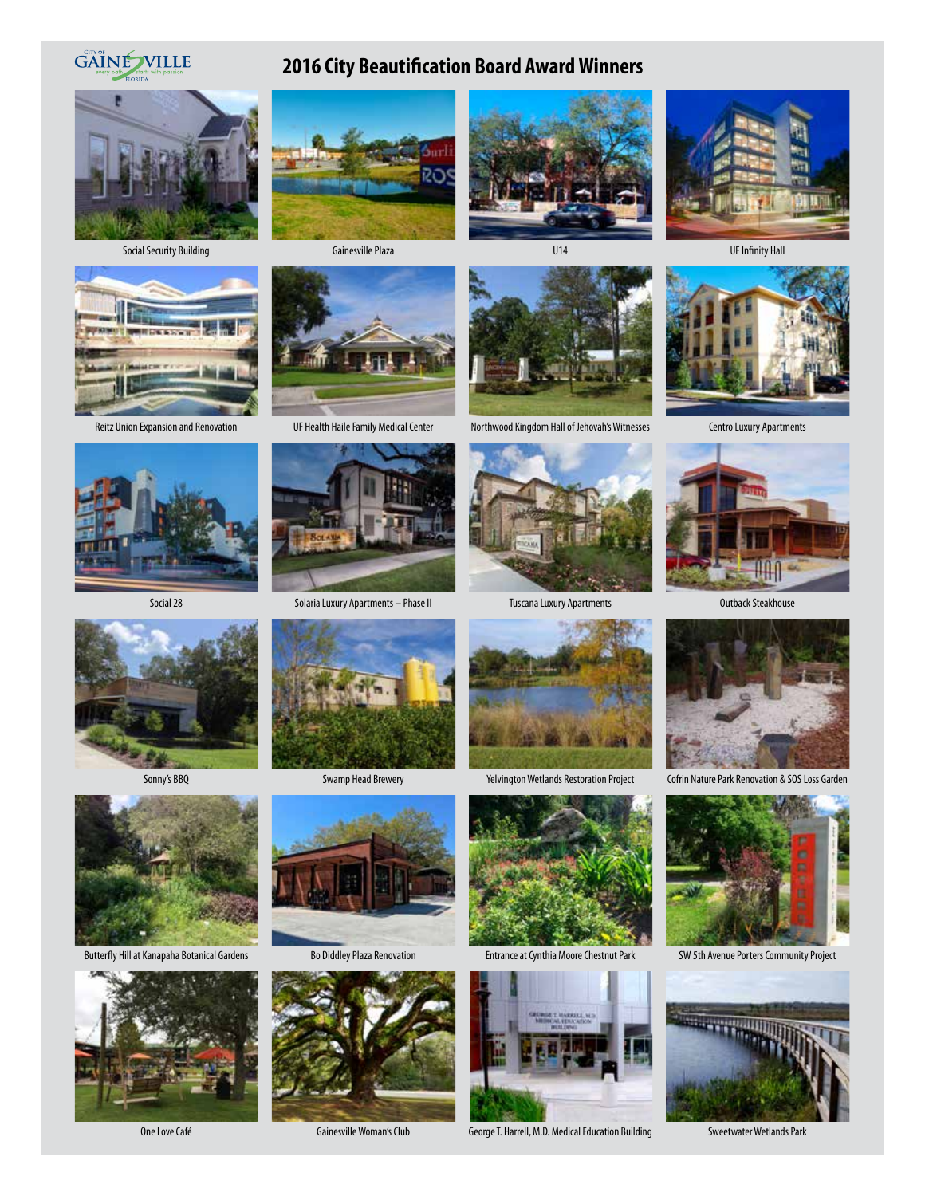# 2016 City Beautification Board Award Winners

Social Security Building

Gainesville Plaza

U14

UF Infinity Hall

Reitz Union Expansion and Renovation

UF Health Haile Family Medical Center

Northwood Kingdom Hall of Jehovah's Witnesses

Centro Luxury Apartments

Social 28

Solaria Luxury Apartments – Phase II

Tuscana Luxury Apartments

Outback Steakhouse

Sonny's BBQ

Swamp Head Brewery

Yelvington Wetlands Restoration Project

Cofrin Nature Park Renovation & SOS Loss Garden

Butterfly Hill at Kanapaha Botanical Gardens

Bo Diddley Plaza Renovation

Entrance at Cynthia Moore Chestnut Park

SW 5th Avenue Porters Community Project

One Love Café

Gainesville Woman's Club

George T. Harrell, M.D. Medical Education Building

Sweetwater Wetlands Park